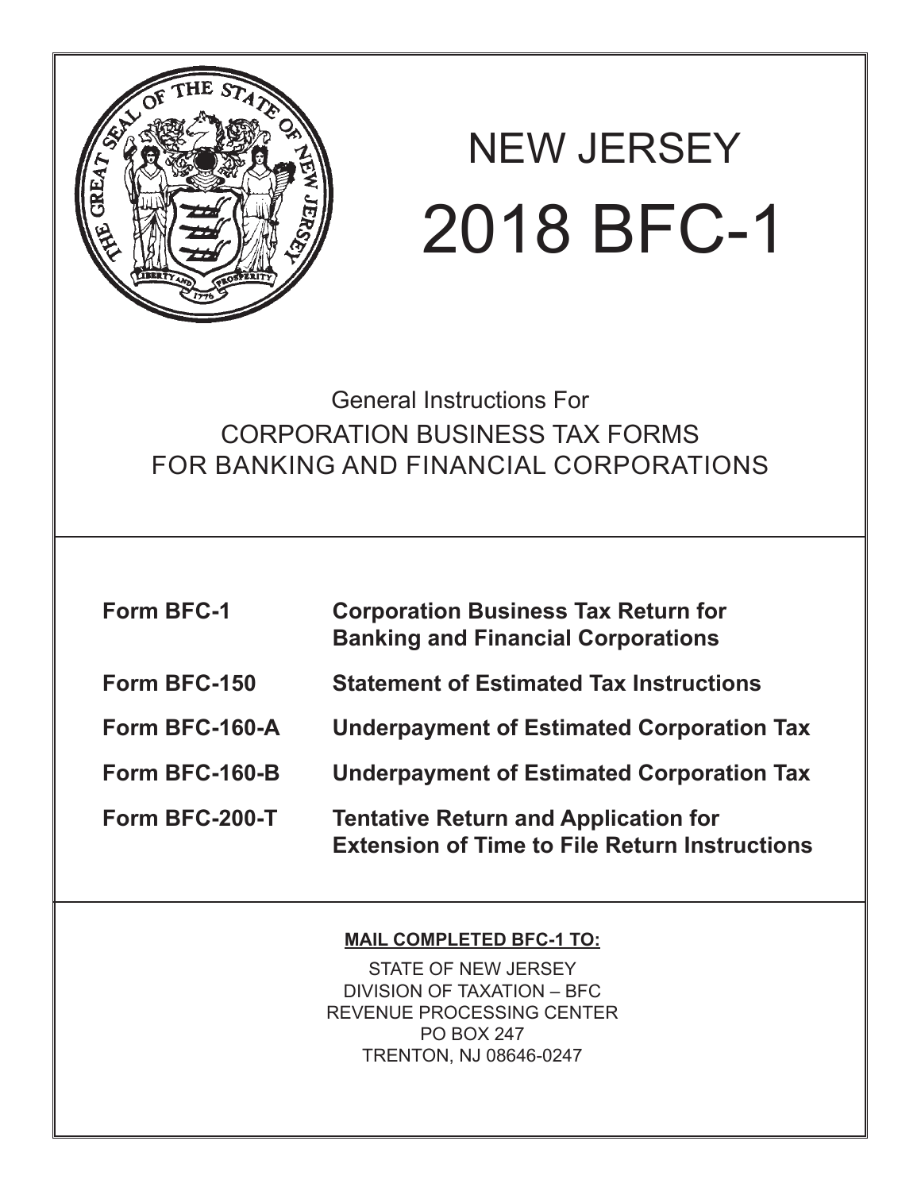# NEW JERSEY

# 2018 BFC-1

## General Instructions For CORPORATION BUSINESS TAX FORMS FOR BANKING AND FINANCIAL CORPORATIONS

| | |
|---|---|
| **Form BFC-1** | **Corporation Business Tax Return for Banking and Financial Corporations** |
| **Form BFC-150** | **Statement of Estimated Tax Instructions** |
| **Form BFC-160-A** | **Underpayment of Estimated Corporation Tax** |
| **Form BFC-160-B** | **Underpayment of Estimated Corporation Tax** |
| **Form BFC-200-T** | **Tentative Return and Application for Extension of Time to File Return Instructions** |

**MAIL COMPLETED BFC-1 TO:**

STATE OF NEW JERSEY
DIVISION OF TAXATION – BFC
REVENUE PROCESSING CENTER
PO BOX 247
TRENTON, NJ 08646-0247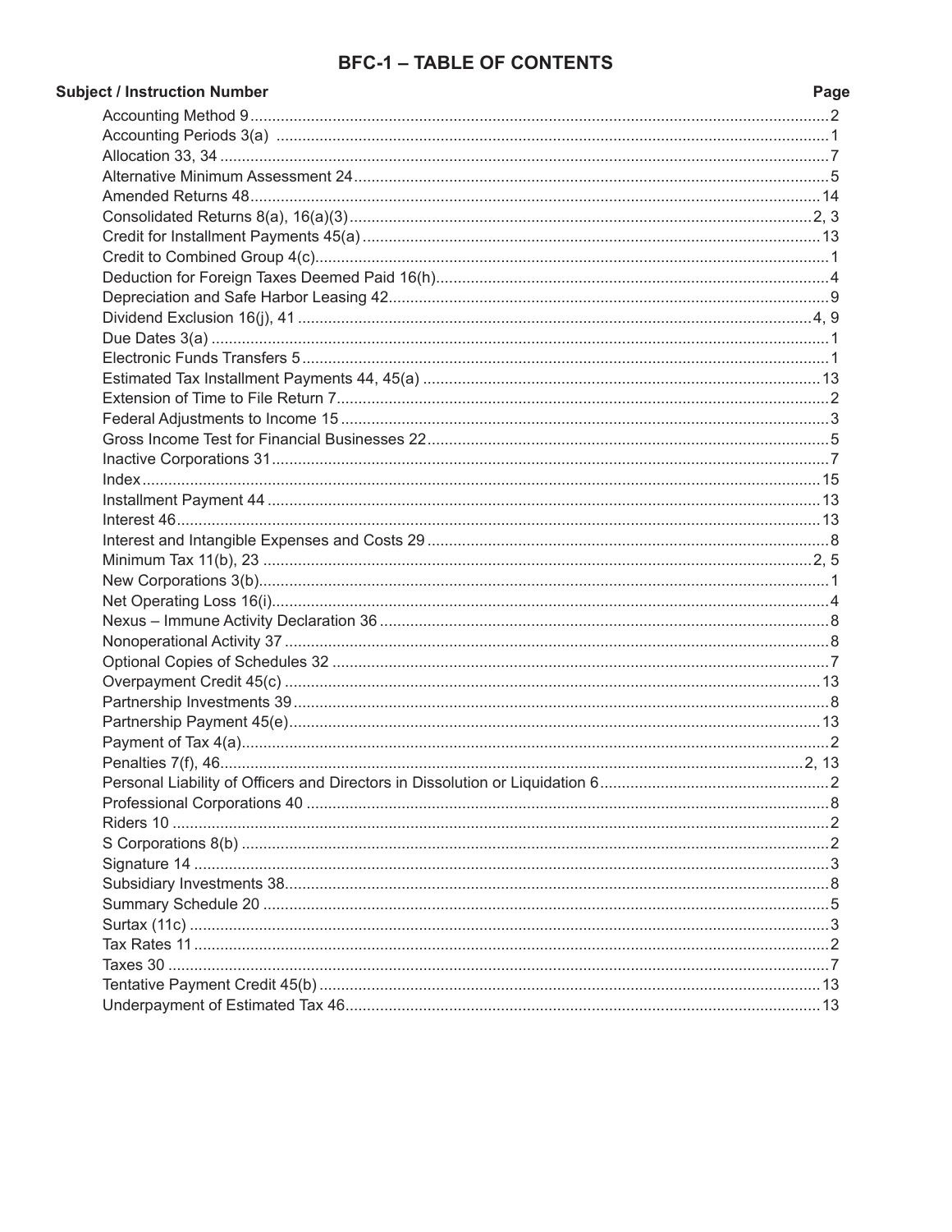# BFC-1 – TABLE OF CONTENTS

| Subject / Instruction Number | Page |
|---|---|
| Accounting Method 9 | 2 |
| Accounting Periods 3(a) | 1 |
| Allocation 33, 34 | 7 |
| Alternative Minimum Assessment 24 | 5 |
| Amended Returns 48 | 14 |
| Consolidated Returns 8(a), 16(a)(3) | 2, 3 |
| Credit for Installment Payments 45(a) | 13 |
| Credit to Combined Group 4(c) | 1 |
| Deduction for Foreign Taxes Deemed Paid 16(h) | 4 |
| Depreciation and Safe Harbor Leasing 42 | 9 |
| Dividend Exclusion 16(j), 41 | 4, 9 |
| Due Dates 3(a) | 1 |
| Electronic Funds Transfers 5 | 1 |
| Estimated Tax Installment Payments 44, 45(a) | 13 |
| Extension of Time to File Return 7 | 2 |
| Federal Adjustments to Income 15 | 3 |
| Gross Income Test for Financial Businesses 22 | 5 |
| Inactive Corporations 31 | 7 |
| Index | 15 |
| Installment Payment 44 | 13 |
| Interest 46 | 13 |
| Interest and Intangible Expenses and Costs 29 | 8 |
| Minimum Tax 11(b), 23 | 2, 5 |
| New Corporations 3(b) | 1 |
| Net Operating Loss 16(i) | 4 |
| Nexus – Immune Activity Declaration 36 | 8 |
| Nonoperational Activity 37 | 8 |
| Optional Copies of Schedules 32 | 7 |
| Overpayment Credit 45(c) | 13 |
| Partnership Investments 39 | 8 |
| Partnership Payment 45(e) | 13 |
| Payment of Tax 4(a) | 2 |
| Penalties 7(f), 46 | 2, 13 |
| Personal Liability of Officers and Directors in Dissolution or Liquidation 6 | 2 |
| Professional Corporations 40 | 8 |
| Riders 10 | 2 |
| S Corporations 8(b) | 2 |
| Signature 14 | 3 |
| Subsidiary Investments 38 | 8 |
| Summary Schedule 20 | 5 |
| Surtax (11c) | 3 |
| Tax Rates 11 | 2 |
| Taxes 30 | 7 |
| Tentative Payment Credit 45(b) | 13 |
| Underpayment of Estimated Tax 46 | 13 |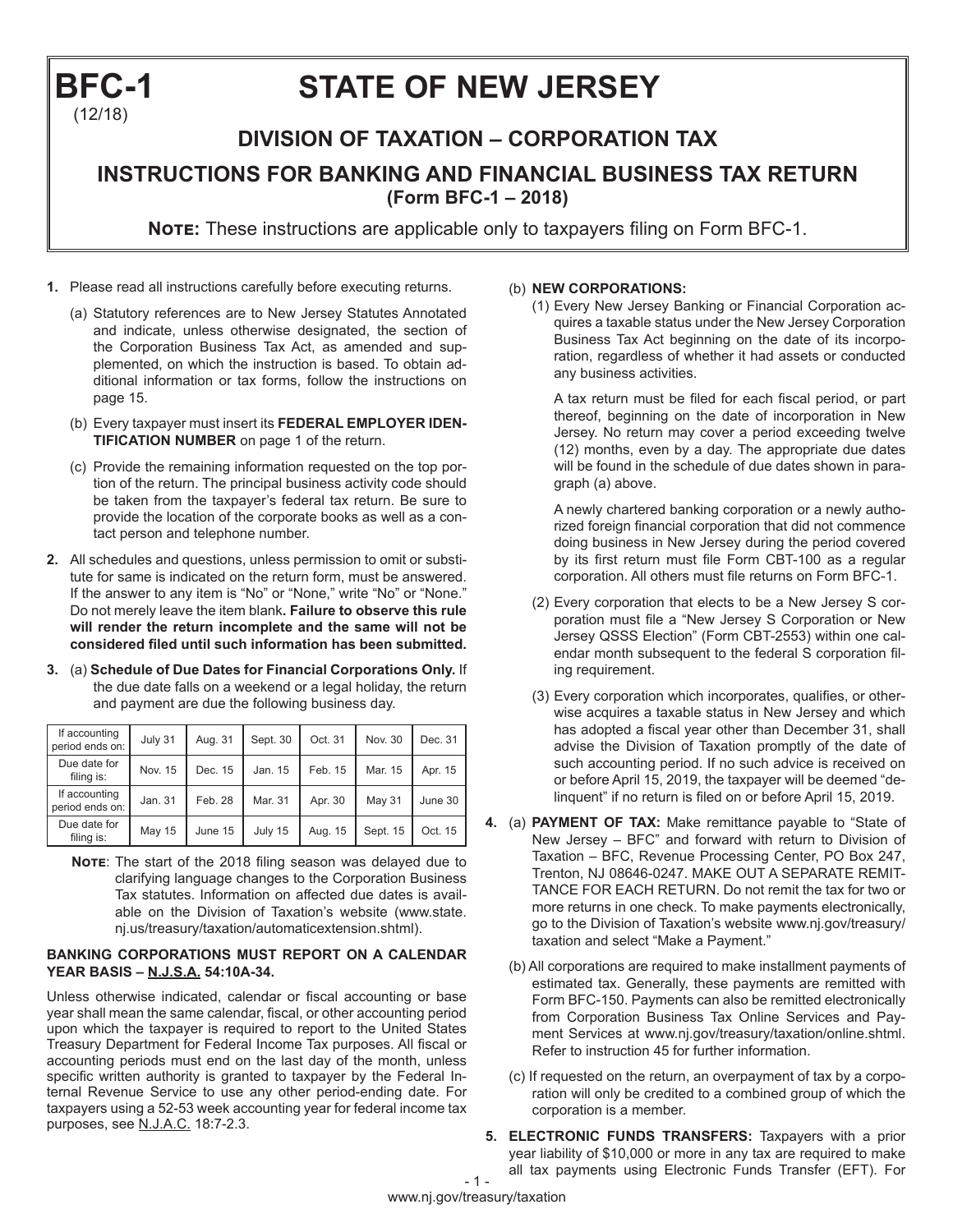# BFC-1 (12/18)

# STATE OF NEW JERSEY

## DIVISION OF TAXATION – CORPORATION TAX

## INSTRUCTIONS FOR BANKING AND FINANCIAL BUSINESS TAX RETURN (Form BFC-1 – 2018)

**Note:** These instructions are applicable only to taxpayers filing on Form BFC-1.

**1.** Please read all instructions carefully before executing returns.

(a) Statutory references are to New Jersey Statutes Annotated and indicate, unless otherwise designated, the section of the Corporation Business Tax Act, as amended and supplemented, on which the instruction is based. To obtain additional information or tax forms, follow the instructions on page 15.

(b) Every taxpayer must insert its **FEDERAL EMPLOYER IDENTIFICATION NUMBER** on page 1 of the return.

(c) Provide the remaining information requested on the top portion of the return. The principal business activity code should be taken from the taxpayer's federal tax return. Be sure to provide the location of the corporate books as well as a contact person and telephone number.

**2.** All schedules and questions, unless permission to omit or substitute for same is indicated on the return form, must be answered. If the answer to any item is "No" or "None," write "No" or "None." Do not merely leave the item blank**. Failure to observe this rule will render the return incomplete and the same will not be considered filed until such information has been submitted.**

**3.** (a) **Schedule of Due Dates for Financial Corporations Only.** If the due date falls on a weekend or a legal holiday, the return and payment are due the following business day.

| If accounting period ends on: | July 31 | Aug. 31 | Sept. 30 | Oct. 31 | Nov. 30 | Dec. 31 |
|---|---|---|---|---|---|---|
| Due date for filing is: | Nov. 15 | Dec. 15 | Jan. 15 | Feb. 15 | Mar. 15 | Apr. 15 |
| If accounting period ends on: | Jan. 31 | Feb. 28 | Mar. 31 | Apr. 30 | May 31 | June 30 |
| Due date for filing is: | May 15 | June 15 | July 15 | Aug. 15 | Sept. 15 | Oct. 15 |

**Note**: The start of the 2018 filing season was delayed due to clarifying language changes to the Corporation Business Tax statutes. Information on affected due dates is available on the Division of Taxation's website (www.state.nj.us/treasury/taxation/automaticextension.shtml).

**BANKING CORPORATIONS MUST REPORT ON A CALENDAR YEAR BASIS – N.J.S.A. 54:10A-34.**

Unless otherwise indicated, calendar or fiscal accounting or base year shall mean the same calendar, fiscal, or other accounting period upon which the taxpayer is required to report to the United States Treasury Department for Federal Income Tax purposes. All fiscal or accounting periods must end on the last day of the month, unless specific written authority is granted to taxpayer by the Federal Internal Revenue Service to use any other period-ending date. For taxpayers using a 52-53 week accounting year for federal income tax purposes, see N.J.A.C. 18:7-2.3.

(b) **NEW CORPORATIONS:**

(1) Every New Jersey Banking or Financial Corporation acquires a taxable status under the New Jersey Corporation Business Tax Act beginning on the date of its incorporation, regardless of whether it had assets or conducted any business activities.

A tax return must be filed for each fiscal period, or part thereof, beginning on the date of incorporation in New Jersey. No return may cover a period exceeding twelve (12) months, even by a day. The appropriate due dates will be found in the schedule of due dates shown in paragraph (a) above.

A newly chartered banking corporation or a newly authorized foreign financial corporation that did not commence doing business in New Jersey during the period covered by its first return must file Form CBT-100 as a regular corporation. All others must file returns on Form BFC-1.

(2) Every corporation that elects to be a New Jersey S corporation must file a "New Jersey S Corporation or New Jersey QSSS Election" (Form CBT-2553) within one calendar month subsequent to the federal S corporation filing requirement.

(3) Every corporation which incorporates, qualifies, or otherwise acquires a taxable status in New Jersey and which has adopted a fiscal year other than December 31, shall advise the Division of Taxation promptly of the date of such accounting period. If no such advice is received on or before April 15, 2019, the taxpayer will be deemed "delinquent" if no return is filed on or before April 15, 2019.

**4.** (a) **PAYMENT OF TAX:** Make remittance payable to "State of New Jersey – BFC" and forward with return to Division of Taxation – BFC, Revenue Processing Center, PO Box 247, Trenton, NJ 08646-0247. MAKE OUT A SEPARATE REMITTANCE FOR EACH RETURN. Do not remit the tax for two or more returns in one check. To make payments electronically, go to the Division of Taxation's website www.nj.gov/treasury/taxation and select "Make a Payment."

(b) All corporations are required to make installment payments of estimated tax. Generally, these payments are remitted with Form BFC-150. Payments can also be remitted electronically from Corporation Business Tax Online Services and Payment Services at www.nj.gov/treasury/taxation/online.shtml. Refer to instruction 45 for further information.

(c) If requested on the return, an overpayment of tax by a corporation will only be credited to a combined group of which the corporation is a member.

**5. ELECTRONIC FUNDS TRANSFERS:** Taxpayers with a prior year liability of $10,000 or more in any tax are required to make all tax payments using Electronic Funds Transfer (EFT). For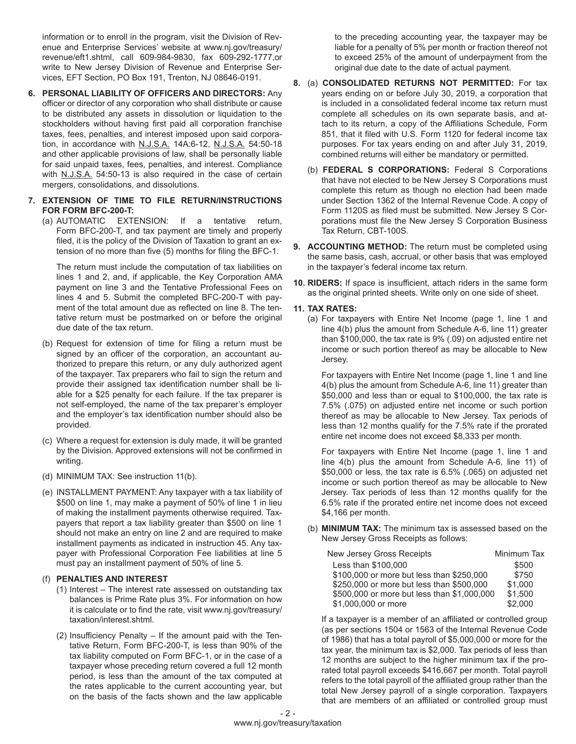information or to enroll in the program, visit the Division of Revenue and Enterprise Services' website at www.nj.gov/treasury/revenue/eft1.shtml, call 609-984-9830, fax 609-292-1777,or write to New Jersey Division of Revenue and Enterprise Services, EFT Section, PO Box 191, Trenton, NJ 08646-0191.

**6. PERSONAL LIABILITY OF OFFICERS AND DIRECTORS:** Any officer or director of any corporation who shall distribute or cause to be distributed any assets in dissolution or liquidation to the stockholders without having first paid all corporation franchise taxes, fees, penalties, and interest imposed upon said corporation, in accordance with N.J.S.A. 14A:6-12, N.J.S.A. 54:50-18 and other applicable provisions of law, shall be personally liable for said unpaid taxes, fees, penalties, and interest. Compliance with N.J.S.A. 54:50-13 is also required in the case of certain mergers, consolidations, and dissolutions.

**7. EXTENSION OF TIME TO FILE RETURN/INSTRUCTIONS FOR FORM BFC-200-T:**

(a) AUTOMATIC EXTENSION: If a tentative return, Form BFC-200-T, and tax payment are timely and properly filed, it is the policy of the Division of Taxation to grant an extension of no more than five (5) months for filing the BFC-1.

The return must include the computation of tax liabilities on lines 1 and 2, and, if applicable, the Key Corporation AMA payment on line 3 and the Tentative Professional Fees on lines 4 and 5. Submit the completed BFC-200-T with payment of the total amount due as reflected on line 8. The tentative return must be postmarked on or before the original due date of the tax return.

(b) Request for extension of time for filing a return must be signed by an officer of the corporation, an accountant authorized to prepare this return, or any duly authorized agent of the taxpayer. Tax preparers who fail to sign the return and provide their assigned tax identification number shall be liable for a $25 penalty for each failure. If the tax preparer is not self-employed, the name of the tax preparer's employer and the employer's tax identification number should also be provided.

(c) Where a request for extension is duly made, it will be granted by the Division. Approved extensions will not be confirmed in writing.

(d) MINIMUM TAX: See instruction 11(b).

(e) INSTALLMENT PAYMENT: Any taxpayer with a tax liability of $500 on line 1, may make a payment of 50% of line 1 in lieu of making the installment payments otherwise required. Taxpayers that report a tax liability greater than $500 on line 1 should not make an entry on line 2 and are required to make installment payments as indicated in instruction 45. Any taxpayer with Professional Corporation Fee liabilities at line 5 must pay an installment payment of 50% of line 5.

(f) **PENALTIES AND INTEREST**

(1) Interest – The interest rate assessed on outstanding tax balances is Prime Rate plus 3%. For information on how it is calculate or to find the rate, visit www.nj.gov/treasury/taxation/interest.shtml.

(2) Insufficiency Penalty – If the amount paid with the Tentative Return, Form BFC-200-T, is less than 90% of the tax liability computed on Form BFC-1, or in the case of a taxpayer whose preceding return covered a full 12 month period, is less than the amount of the tax computed at the rates applicable to the current accounting year, but on the basis of the facts shown and the law applicable to the preceding accounting year, the taxpayer may be liable for a penalty of 5% per month or fraction thereof not to exceed 25% of the amount of underpayment from the original due date to the date of actual payment.

**8.** (a) **CONSOLIDATED RETURNS NOT PERMITTED:** For tax years ending on or before July 30, 2019, a corporation that is included in a consolidated federal income tax return must complete all schedules on its own separate basis, and attach to its return, a copy of the Affiliations Schedule, Form 851, that it filed with U.S. Form 1120 for federal income tax purposes. For tax years ending on and after July 31, 2019, combined returns will either be mandatory or permitted.

(b) **FEDERAL S CORPORATIONS:** Federal S Corporations that have not elected to be New Jersey S Corporations must complete this return as though no election had been made under Section 1362 of the Internal Revenue Code. A copy of Form 1120S as filed must be submitted. New Jersey S Corporations must file the New Jersey S Corporation Business Tax Return, CBT-100S.

**9. ACCOUNTING METHOD:** The return must be completed using the same basis, cash, accrual, or other basis that was employed in the taxpayer's federal income tax return.

**10. RIDERS:** If space is insufficient, attach riders in the same form as the original printed sheets. Write only on one side of sheet.

**11. TAX RATES:**

(a) For taxpayers with Entire Net Income (page 1, line 1 and line 4(b) plus the amount from Schedule A-6, line 11) greater than $100,000, the tax rate is 9% (.09) on adjusted entire net income or such portion thereof as may be allocable to New Jersey.

For taxpayers with Entire Net Income (page 1, line 1 and line 4(b) plus the amount from Schedule A-6, line 11) greater than $50,000 and less than or equal to $100,000, the tax rate is 7.5% (.075) on adjusted entire net income or such portion thereof as may be allocable to New Jersey. Tax periods of less than 12 months qualify for the 7.5% rate if the prorated entire net income does not exceed $8,333 per month.

For taxpayers with Entire Net Income (page 1, line 1 and line 4(b) plus the amount from Schedule A-6, line 11) of $50,000 or less, the tax rate is 6.5% (.065) on adjusted net income or such portion thereof as may be allocable to New Jersey. Tax periods of less than 12 months qualify for the 6.5% rate if the prorated entire net income does not exceed $4,166 per month.

(b) **MINIMUM TAX:** The minimum tax is assessed based on the New Jersey Gross Receipts as follows:

| New Jersey Gross Receipts | Minimum Tax |
|---|---|
| Less than $100,000 | $500 |
| $100,000 or more but less than $250,000 | $750 |
| $250,000 or more but less than $500,000 | $1,000 |
| $500,000 or more but less than $1,000,000 | $1,500 |
| $1,000,000 or more | $2,000 |

If a taxpayer is a member of an affiliated or controlled group (as per sections 1504 or 1563 of the Internal Revenue Code of 1986) that has a total payroll of $5,000,000 or more for the tax year, the minimum tax is $2,000. Tax periods of less than 12 months are subject to the higher minimum tax if the prorated total payroll exceeds $416,667 per month. Total payroll refers to the total payroll of the affiliated group rather than the total New Jersey payroll of a single corporation. Taxpayers that are members of an affiliated or controlled group must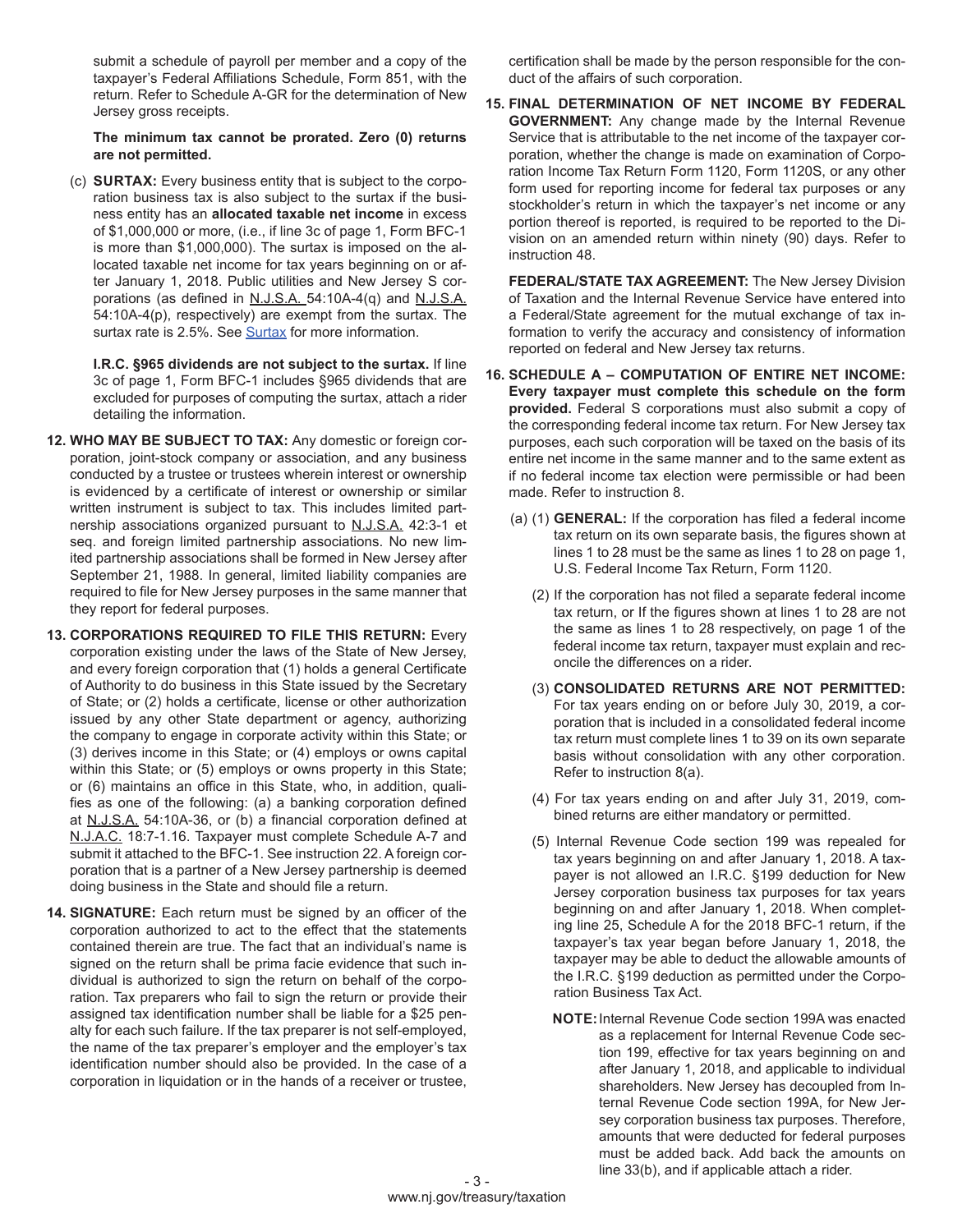submit a schedule of payroll per member and a copy of the taxpayer's Federal Affiliations Schedule, Form 851, with the return. Refer to Schedule A-GR for the determination of New Jersey gross receipts.

**The minimum tax cannot be prorated. Zero (0) returns are not permitted.**

(c) **SURTAX:** Every business entity that is subject to the corporation business tax is also subject to the surtax if the business entity has an **allocated taxable net income** in excess of $1,000,000 or more, (i.e., if line 3c of page 1, Form BFC-1 is more than $1,000,000). The surtax is imposed on the allocated taxable net income for tax years beginning on or after January 1, 2018. Public utilities and New Jersey S corporations (as defined in N.J.S.A. 54:10A-4(q) and N.J.S.A. 54:10A-4(p), respectively) are exempt from the surtax. The surtax rate is 2.5%. See Surtax for more information.

**I.R.C. §965 dividends are not subject to the surtax.** If line 3c of page 1, Form BFC-1 includes §965 dividends that are excluded for purposes of computing the surtax, attach a rider detailing the information.

**12. WHO MAY BE SUBJECT TO TAX:** Any domestic or foreign corporation, joint-stock company or association, and any business conducted by a trustee or trustees wherein interest or ownership is evidenced by a certificate of interest or ownership or similar written instrument is subject to tax. This includes limited partnership associations organized pursuant to N.J.S.A. 42:3-1 et seq. and foreign limited partnership associations. No new limited partnership associations shall be formed in New Jersey after September 21, 1988. In general, limited liability companies are required to file for New Jersey purposes in the same manner that they report for federal purposes.

**13. CORPORATIONS REQUIRED TO FILE THIS RETURN:** Every corporation existing under the laws of the State of New Jersey, and every foreign corporation that (1) holds a general Certificate of Authority to do business in this State issued by the Secretary of State; or (2) holds a certificate, license or other authorization issued by any other State department or agency, authorizing the company to engage in corporate activity within this State; or (3) derives income in this State; or (4) employs or owns capital within this State; or (5) employs or owns property in this State; or (6) maintains an office in this State, who, in addition, qualifies as one of the following: (a) a banking corporation defined at N.J.S.A. 54:10A-36, or (b) a financial corporation defined at N.J.A.C. 18:7-1.16. Taxpayer must complete Schedule A-7 and submit it attached to the BFC-1. See instruction 22. A foreign corporation that is a partner of a New Jersey partnership is deemed doing business in the State and should file a return.

**14. SIGNATURE:** Each return must be signed by an officer of the corporation authorized to act to the effect that the statements contained therein are true. The fact that an individual's name is signed on the return shall be prima facie evidence that such individual is authorized to sign the return on behalf of the corporation. Tax preparers who fail to sign the return or provide their assigned tax identification number shall be liable for a $25 penalty for each such failure. If the tax preparer is not self-employed, the name of the tax preparer's employer and the employer's tax identification number should also be provided. In the case of a corporation in liquidation or in the hands of a receiver or trustee, certification shall be made by the person responsible for the conduct of the affairs of such corporation.

**15. FINAL DETERMINATION OF NET INCOME BY FEDERAL GOVERNMENT:** Any change made by the Internal Revenue Service that is attributable to the net income of the taxpayer corporation, whether the change is made on examination of Corporation Income Tax Return Form 1120, Form 1120S, or any other form used for reporting income for federal tax purposes or any stockholder's return in which the taxpayer's net income or any portion thereof is reported, is required to be reported to the Division on an amended return within ninety (90) days. Refer to instruction 48.

**FEDERAL/STATE TAX AGREEMENT:** The New Jersey Division of Taxation and the Internal Revenue Service have entered into a Federal/State agreement for the mutual exchange of tax information to verify the accuracy and consistency of information reported on federal and New Jersey tax returns.

**16. SCHEDULE A – COMPUTATION OF ENTIRE NET INCOME: Every taxpayer must complete this schedule on the form provided.** Federal S corporations must also submit a copy of the corresponding federal income tax return. For New Jersey tax purposes, each such corporation will be taxed on the basis of its entire net income in the same manner and to the same extent as if no federal income tax election were permissible or had been made. Refer to instruction 8.

(a) (1) **GENERAL:** If the corporation has filed a federal income tax return on its own separate basis, the figures shown at lines 1 to 28 must be the same as lines 1 to 28 on page 1, U.S. Federal Income Tax Return, Form 1120.

(2) If the corporation has not filed a separate federal income tax return, or If the figures shown at lines 1 to 28 are not the same as lines 1 to 28 respectively, on page 1 of the federal income tax return, taxpayer must explain and reconcile the differences on a rider.

(3) **CONSOLIDATED RETURNS ARE NOT PERMITTED:** For tax years ending on or before July 30, 2019, a corporation that is included in a consolidated federal income tax return must complete lines 1 to 39 on its own separate basis without consolidation with any other corporation. Refer to instruction 8(a).

(4) For tax years ending on and after July 31, 2019, combined returns are either mandatory or permitted.

(5) Internal Revenue Code section 199 was repealed for tax years beginning on and after January 1, 2018. A taxpayer is not allowed an I.R.C. §199 deduction for New Jersey corporation business tax purposes for tax years beginning on and after January 1, 2018. When completing line 25, Schedule A for the 2018 BFC-1 return, if the taxpayer's tax year began before January 1, 2018, the taxpayer may be able to deduct the allowable amounts of the I.R.C. §199 deduction as permitted under the Corporation Business Tax Act.

**NOTE:** Internal Revenue Code section 199A was enacted as a replacement for Internal Revenue Code section 199, effective for tax years beginning on and after January 1, 2018, and applicable to individual shareholders. New Jersey has decoupled from Internal Revenue Code section 199A, for New Jersey corporation business tax purposes. Therefore, amounts that were deducted for federal purposes must be added back. Add back the amounts on line 33(b), and if applicable attach a rider.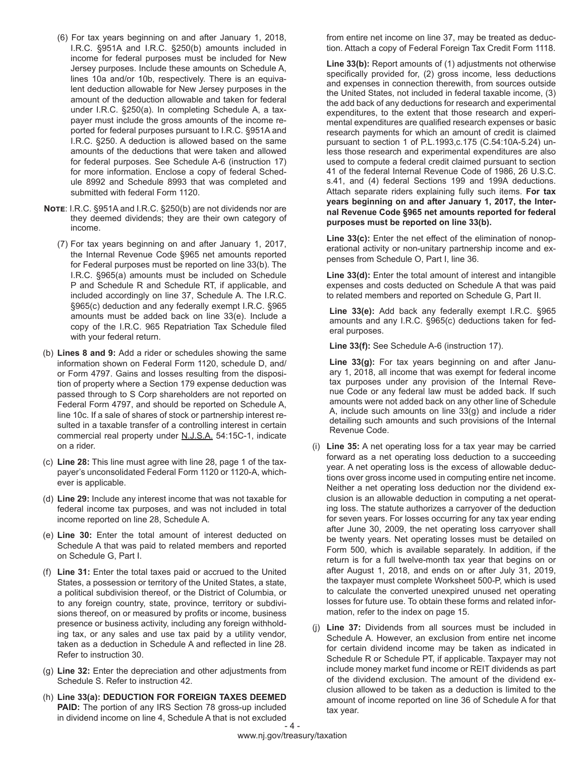(6) For tax years beginning on and after January 1, 2018, I.R.C. §951A and I.R.C. §250(b) amounts included in income for federal purposes must be included for New Jersey purposes. Include these amounts on Schedule A, lines 10a and/or 10b, respectively. There is an equivalent deduction allowable for New Jersey purposes in the amount of the deduction allowable and taken for federal under I.R.C. §250(a). In completing Schedule A, a taxpayer must include the gross amounts of the income reported for federal purposes pursuant to I.R.C. §951A and I.R.C. §250. A deduction is allowed based on the same amounts of the deductions that were taken and allowed for federal purposes. See Schedule A-6 (instruction 17) for more information. Enclose a copy of federal Schedule 8992 and Schedule 8993 that was completed and submitted with federal Form 1120.

**Note**: I.R.C. §951A and I.R.C. §250(b) are not dividends nor are they deemed dividends; they are their own category of income.

(7) For tax years beginning on and after January 1, 2017, the Internal Revenue Code §965 net amounts reported for Federal purposes must be reported on line 33(b). The I.R.C. §965(a) amounts must be included on Schedule P and Schedule R and Schedule RT, if applicable, and included accordingly on line 37, Schedule A. The I.R.C. §965(c) deduction and any federally exempt I.R.C. §965 amounts must be added back on line 33(e). Include a copy of the I.R.C. 965 Repatriation Tax Schedule filed with your federal return.

(b) **Lines 8 and 9:** Add a rider or schedules showing the same information shown on Federal Form 1120, schedule D, and/or Form 4797. Gains and losses resulting from the disposition of property where a Section 179 expense deduction was passed through to S Corp shareholders are not reported on Federal Form 4797, and should be reported on Schedule A, line 10c. If a sale of shares of stock or partnership interest resulted in a taxable transfer of a controlling interest in certain commercial real property under N.J.S.A. 54:15C-1, indicate on a rider.

(c) **Line 28:** This line must agree with line 28, page 1 of the taxpayer's unconsolidated Federal Form 1120 or 1120-A, whichever is applicable.

(d) **Line 29:** Include any interest income that was not taxable for federal income tax purposes, and was not included in total income reported on line 28, Schedule A.

(e) **Line 30:** Enter the total amount of interest deducted on Schedule A that was paid to related members and reported on Schedule G, Part I.

(f) **Line 31:** Enter the total taxes paid or accrued to the United States, a possession or territory of the United States, a state, a political subdivision thereof, or the District of Columbia, or to any foreign country, state, province, territory or subdivisions thereof, on or measured by profits or income, business presence or business activity, including any foreign withholding tax, or any sales and use tax paid by a utility vendor, taken as a deduction in Schedule A and reflected in line 28. Refer to instruction 30.

(g) **Line 32:** Enter the depreciation and other adjustments from Schedule S. Refer to instruction 42.

(h) **Line 33(a): DEDUCTION FOR FOREIGN TAXES DEEMED PAID:** The portion of any IRS Section 78 gross-up included in dividend income on line 4, Schedule A that is not excluded from entire net income on line 37, may be treated as deduction. Attach a copy of Federal Foreign Tax Credit Form 1118.

**Line 33(b):** Report amounts of (1) adjustments not otherwise specifically provided for, (2) gross income, less deductions and expenses in connection therewith, from sources outside the United States, not included in federal taxable income, (3) the add back of any deductions for research and experimental expenditures, to the extent that those research and experimental expenditures are qualified research expenses or basic research payments for which an amount of credit is claimed pursuant to section 1 of P.L.1993,c.175 (C.54:10A-5.24) unless those research and experimental expenditures are also used to compute a federal credit claimed pursuant to section 41 of the federal Internal Revenue Code of 1986, 26 U.S.C. s.41, and (4) federal Sections 199 and 199A deductions. Attach separate riders explaining fully such items. **For tax years beginning on and after January 1, 2017, the Internal Revenue Code §965 net amounts reported for federal purposes must be reported on line 33(b).**

**Line 33(c):** Enter the net effect of the elimination of nonoperational activity or non-unitary partnership income and expenses from Schedule O, Part I, line 36.

**Line 33(d):** Enter the total amount of interest and intangible expenses and costs deducted on Schedule A that was paid to related members and reported on Schedule G, Part II.

**Line 33(e):** Add back any federally exempt I.R.C. §965 amounts and any I.R.C. §965(c) deductions taken for federal purposes.

**Line 33(f):** See Schedule A-6 (instruction 17).

**Line 33(g):** For tax years beginning on and after January 1, 2018, all income that was exempt for federal income tax purposes under any provision of the Internal Revenue Code or any federal law must be added back. If such amounts were not added back on any other line of Schedule A, include such amounts on line 33(g) and include a rider detailing such amounts and such provisions of the Internal Revenue Code.

(i) **Line 35:** A net operating loss for a tax year may be carried forward as a net operating loss deduction to a succeeding year. A net operating loss is the excess of allowable deductions over gross income used in computing entire net income. Neither a net operating loss deduction nor the dividend exclusion is an allowable deduction in computing a net operating loss. The statute authorizes a carryover of the deduction for seven years. For losses occurring for any tax year ending after June 30, 2009, the net operating loss carryover shall be twenty years. Net operating losses must be detailed on Form 500, which is available separately. In addition, if the return is for a full twelve-month tax year that begins on or after August 1, 2018, and ends on or after July 31, 2019, the taxpayer must complete Worksheet 500-P, which is used to calculate the converted unexpired unused net operating losses for future use. To obtain these forms and related information, refer to the index on page 15.

(j) **Line 37:** Dividends from all sources must be included in Schedule A. However, an exclusion from entire net income for certain dividend income may be taken as indicated in Schedule R or Schedule PT, if applicable. Taxpayer may not include money market fund income or REIT dividends as part of the dividend exclusion. The amount of the dividend exclusion allowed to be taken as a deduction is limited to the amount of income reported on line 36 of Schedule A for that tax year.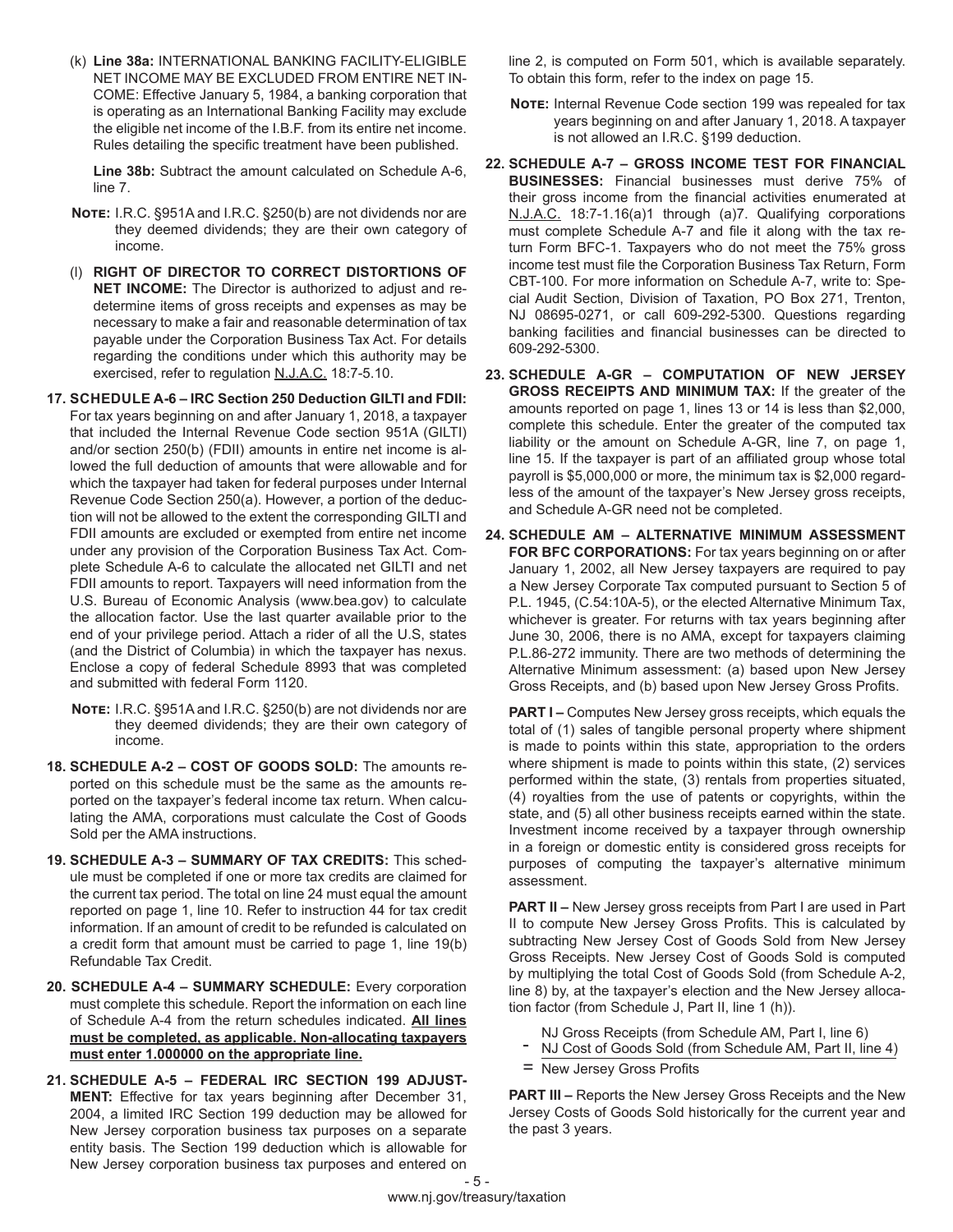(k) **Line 38a:** INTERNATIONAL BANKING FACILITY-ELIGIBLE NET INCOME MAY BE EXCLUDED FROM ENTIRE NET INCOME: Effective January 5, 1984, a banking corporation that is operating as an International Banking Facility may exclude the eligible net income of the I.B.F. from its entire net income. Rules detailing the specific treatment have been published.

**Line 38b:** Subtract the amount calculated on Schedule A-6, line 7.

**Note:** I.R.C. §951A and I.R.C. §250(b) are not dividends nor are they deemed dividends; they are their own category of income.

(l) **RIGHT OF DIRECTOR TO CORRECT DISTORTIONS OF NET INCOME:** The Director is authorized to adjust and redetermine items of gross receipts and expenses as may be necessary to make a fair and reasonable determination of tax payable under the Corporation Business Tax Act. For details regarding the conditions under which this authority may be exercised, refer to regulation N.J.A.C. 18:7-5.10.

**17. SCHEDULE A-6 – IRC Section 250 Deduction GILTI and FDII:** For tax years beginning on and after January 1, 2018, a taxpayer that included the Internal Revenue Code section 951A (GILTI) and/or section 250(b) (FDII) amounts in entire net income is allowed the full deduction of amounts that were allowable and for which the taxpayer had taken for federal purposes under Internal Revenue Code Section 250(a). However, a portion of the deduction will not be allowed to the extent the corresponding GILTI and FDII amounts are excluded or exempted from entire net income under any provision of the Corporation Business Tax Act. Complete Schedule A-6 to calculate the allocated net GILTI and net FDII amounts to report. Taxpayers will need information from the U.S. Bureau of Economic Analysis (www.bea.gov) to calculate the allocation factor. Use the last quarter available prior to the end of your privilege period. Attach a rider of all the U.S, states (and the District of Columbia) in which the taxpayer has nexus. Enclose a copy of federal Schedule 8993 that was completed and submitted with federal Form 1120.

**Note:** I.R.C. §951A and I.R.C. §250(b) are not dividends nor are they deemed dividends; they are their own category of income.

**18. SCHEDULE A-2 – COST OF GOODS SOLD:** The amounts reported on this schedule must be the same as the amounts reported on the taxpayer's federal income tax return. When calculating the AMA, corporations must calculate the Cost of Goods Sold per the AMA instructions.

**19. SCHEDULE A-3 – SUMMARY OF TAX CREDITS:** This schedule must be completed if one or more tax credits are claimed for the current tax period. The total on line 24 must equal the amount reported on page 1, line 10. Refer to instruction 44 for tax credit information. If an amount of credit to be refunded is calculated on a credit form that amount must be carried to page 1, line 19(b) Refundable Tax Credit.

**20. SCHEDULE A-4 – SUMMARY SCHEDULE:** Every corporation must complete this schedule. Report the information on each line of Schedule A-4 from the return schedules indicated. **All lines must be completed, as applicable. Non-allocating taxpayers must enter 1.000000 on the appropriate line.**

**21. SCHEDULE A-5 – FEDERAL IRC SECTION 199 ADJUSTMENT:** Effective for tax years beginning after December 31, 2004, a limited IRC Section 199 deduction may be allowed for New Jersey corporation business tax purposes on a separate entity basis. The Section 199 deduction which is allowable for New Jersey corporation business tax purposes and entered on line 2, is computed on Form 501, which is available separately. To obtain this form, refer to the index on page 15.

**Note:** Internal Revenue Code section 199 was repealed for tax years beginning on and after January 1, 2018. A taxpayer is not allowed an I.R.C. §199 deduction.

**22. SCHEDULE A-7 – GROSS INCOME TEST FOR FINANCIAL BUSINESSES:** Financial businesses must derive 75% of their gross income from the financial activities enumerated at N.J.A.C. 18:7-1.16(a)1 through (a)7. Qualifying corporations must complete Schedule A-7 and file it along with the tax return Form BFC-1. Taxpayers who do not meet the 75% gross income test must file the Corporation Business Tax Return, Form CBT-100. For more information on Schedule A-7, write to: Special Audit Section, Division of Taxation, PO Box 271, Trenton, NJ 08695-0271, or call 609-292-5300. Questions regarding banking facilities and financial businesses can be directed to 609-292-5300.

**23. SCHEDULE A-GR – COMPUTATION OF NEW JERSEY GROSS RECEIPTS AND MINIMUM TAX:** If the greater of the amounts reported on page 1, lines 13 or 14 is less than $2,000, complete this schedule. Enter the greater of the computed tax liability or the amount on Schedule A-GR, line 7, on page 1, line 15. If the taxpayer is part of an affiliated group whose total payroll is $5,000,000 or more, the minimum tax is $2,000 regardless of the amount of the taxpayer's New Jersey gross receipts, and Schedule A-GR need not be completed.

**24. SCHEDULE AM – ALTERNATIVE MINIMUM ASSESSMENT FOR BFC CORPORATIONS:** For tax years beginning on or after January 1, 2002, all New Jersey taxpayers are required to pay a New Jersey Corporate Tax computed pursuant to Section 5 of P.L. 1945, (C.54:10A-5), or the elected Alternative Minimum Tax, whichever is greater. For returns with tax years beginning after June 30, 2006, there is no AMA, except for taxpayers claiming P.L.86-272 immunity. There are two methods of determining the Alternative Minimum assessment: (a) based upon New Jersey Gross Receipts, and (b) based upon New Jersey Gross Profits.

**PART I –** Computes New Jersey gross receipts, which equals the total of (1) sales of tangible personal property where shipment is made to points within this state, appropriation to the orders where shipment is made to points within this state, (2) services performed within the state, (3) rentals from properties situated, (4) royalties from the use of patents or copyrights, within the state, and (5) all other business receipts earned within the state. Investment income received by a taxpayer through ownership in a foreign or domestic entity is considered gross receipts for purposes of computing the taxpayer's alternative minimum assessment.

**PART II –** New Jersey gross receipts from Part I are used in Part II to compute New Jersey Gross Profits. This is calculated by subtracting New Jersey Cost of Goods Sold from New Jersey Gross Receipts. New Jersey Cost of Goods Sold is computed by multiplying the total Cost of Goods Sold (from Schedule A-2, line 8) by, at the taxpayer's election and the New Jersey allocation factor (from Schedule J, Part II, line 1 (h)).

  NJ Gross Receipts (from Schedule AM, Part I, line 6)
- NJ Cost of Goods Sold (from Schedule AM, Part II, line 4)
= New Jersey Gross Profits

**PART III –** Reports the New Jersey Gross Receipts and the New Jersey Costs of Goods Sold historically for the current year and the past 3 years.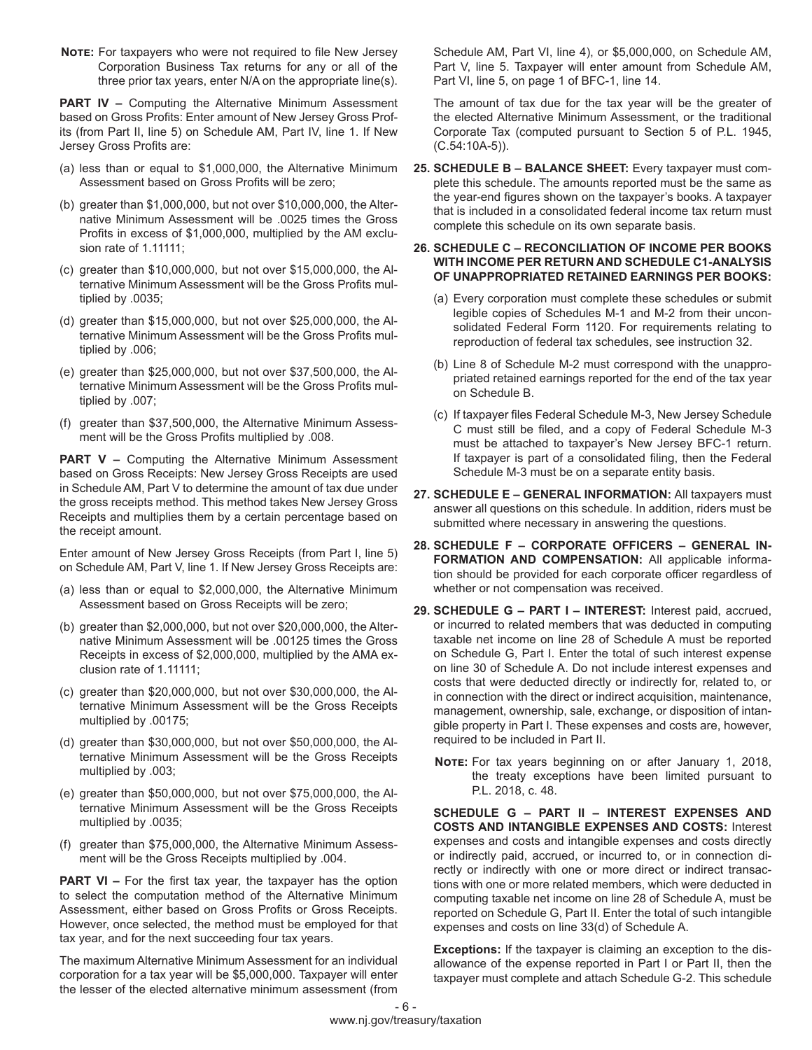**Note:** For taxpayers who were not required to file New Jersey Corporation Business Tax returns for any or all of the three prior tax years, enter N/A on the appropriate line(s).

**PART IV –** Computing the Alternative Minimum Assessment based on Gross Profits: Enter amount of New Jersey Gross Profits (from Part II, line 5) on Schedule AM, Part IV, line 1. If New Jersey Gross Profits are:

(a) less than or equal to $1,000,000, the Alternative Minimum Assessment based on Gross Profits will be zero;

(b) greater than $1,000,000, but not over $10,000,000, the Alternative Minimum Assessment will be .0025 times the Gross Profits in excess of $1,000,000, multiplied by the AM exclusion rate of 1.11111;

(c) greater than $10,000,000, but not over $15,000,000, the Alternative Minimum Assessment will be the Gross Profits multiplied by .0035;

(d) greater than $15,000,000, but not over $25,000,000, the Alternative Minimum Assessment will be the Gross Profits multiplied by .006;

(e) greater than $25,000,000, but not over $37,500,000, the Alternative Minimum Assessment will be the Gross Profits multiplied by .007;

(f) greater than $37,500,000, the Alternative Minimum Assessment will be the Gross Profits multiplied by .008.

**PART V –** Computing the Alternative Minimum Assessment based on Gross Receipts: New Jersey Gross Receipts are used in Schedule AM, Part V to determine the amount of tax due under the gross receipts method. This method takes New Jersey Gross Receipts and multiplies them by a certain percentage based on the receipt amount.

Enter amount of New Jersey Gross Receipts (from Part I, line 5) on Schedule AM, Part V, line 1. If New Jersey Gross Receipts are:

(a) less than or equal to $2,000,000, the Alternative Minimum Assessment based on Gross Receipts will be zero;

(b) greater than $2,000,000, but not over $20,000,000, the Alternative Minimum Assessment will be .00125 times the Gross Receipts in excess of $2,000,000, multiplied by the AMA exclusion rate of 1.11111;

(c) greater than $20,000,000, but not over $30,000,000, the Alternative Minimum Assessment will be the Gross Receipts multiplied by .00175;

(d) greater than $30,000,000, but not over $50,000,000, the Alternative Minimum Assessment will be the Gross Receipts multiplied by .003;

(e) greater than $50,000,000, but not over $75,000,000, the Alternative Minimum Assessment will be the Gross Receipts multiplied by .0035;

(f) greater than $75,000,000, the Alternative Minimum Assessment will be the Gross Receipts multiplied by .004.

**PART VI –** For the first tax year, the taxpayer has the option to select the computation method of the Alternative Minimum Assessment, either based on Gross Profits or Gross Receipts. However, once selected, the method must be employed for that tax year, and for the next succeeding four tax years.

The maximum Alternative Minimum Assessment for an individual corporation for a tax year will be $5,000,000. Taxpayer will enter the lesser of the elected alternative minimum assessment (from Schedule AM, Part VI, line 4), or $5,000,000, on Schedule AM, Part V, line 5. Taxpayer will enter amount from Schedule AM, Part VI, line 5, on page 1 of BFC-1, line 14.

The amount of tax due for the tax year will be the greater of the elected Alternative Minimum Assessment, or the traditional Corporate Tax (computed pursuant to Section 5 of P.L. 1945, (C.54:10A-5)).

**25. SCHEDULE B – BALANCE SHEET:** Every taxpayer must complete this schedule. The amounts reported must be the same as the year-end figures shown on the taxpayer's books. A taxpayer that is included in a consolidated federal income tax return must complete this schedule on its own separate basis.

**26. SCHEDULE C – RECONCILIATION OF INCOME PER BOOKS WITH INCOME PER RETURN AND SCHEDULE C1-ANALYSIS OF UNAPPROPRIATED RETAINED EARNINGS PER BOOKS:**

(a) Every corporation must complete these schedules or submit legible copies of Schedules M-1 and M-2 from their unconsolidated Federal Form 1120. For requirements relating to reproduction of federal tax schedules, see instruction 32.

(b) Line 8 of Schedule M-2 must correspond with the unappropriated retained earnings reported for the end of the tax year on Schedule B.

(c) If taxpayer files Federal Schedule M-3, New Jersey Schedule C must still be filed, and a copy of Federal Schedule M-3 must be attached to taxpayer's New Jersey BFC-1 return. If taxpayer is part of a consolidated filing, then the Federal Schedule M-3 must be on a separate entity basis.

**27. SCHEDULE E – GENERAL INFORMATION:** All taxpayers must answer all questions on this schedule. In addition, riders must be submitted where necessary in answering the questions.

**28. SCHEDULE F – CORPORATE OFFICERS – GENERAL INFORMATION AND COMPENSATION:** All applicable information should be provided for each corporate officer regardless of whether or not compensation was received.

**29. SCHEDULE G – PART I – INTEREST:** Interest paid, accrued, or incurred to related members that was deducted in computing taxable net income on line 28 of Schedule A must be reported on Schedule G, Part I. Enter the total of such interest expense on line 30 of Schedule A. Do not include interest expenses and costs that were deducted directly or indirectly for, related to, or in connection with the direct or indirect acquisition, maintenance, management, ownership, sale, exchange, or disposition of intangible property in Part I. These expenses and costs are, however, required to be included in Part II.

**Note:** For tax years beginning on or after January 1, 2018, the treaty exceptions have been limited pursuant to P.L. 2018, c. 48.

**SCHEDULE G – PART II – INTEREST EXPENSES AND COSTS AND INTANGIBLE EXPENSES AND COSTS:** Interest expenses and costs and intangible expenses and costs directly or indirectly paid, accrued, or incurred to, or in connection directly or indirectly with one or more direct or indirect transactions with one or more related members, which were deducted in computing taxable net income on line 28 of Schedule A, must be reported on Schedule G, Part II. Enter the total of such intangible expenses and costs on line 33(d) of Schedule A.

**Exceptions:** If the taxpayer is claiming an exception to the disallowance of the expense reported in Part I or Part II, then the taxpayer must complete and attach Schedule G-2. This schedule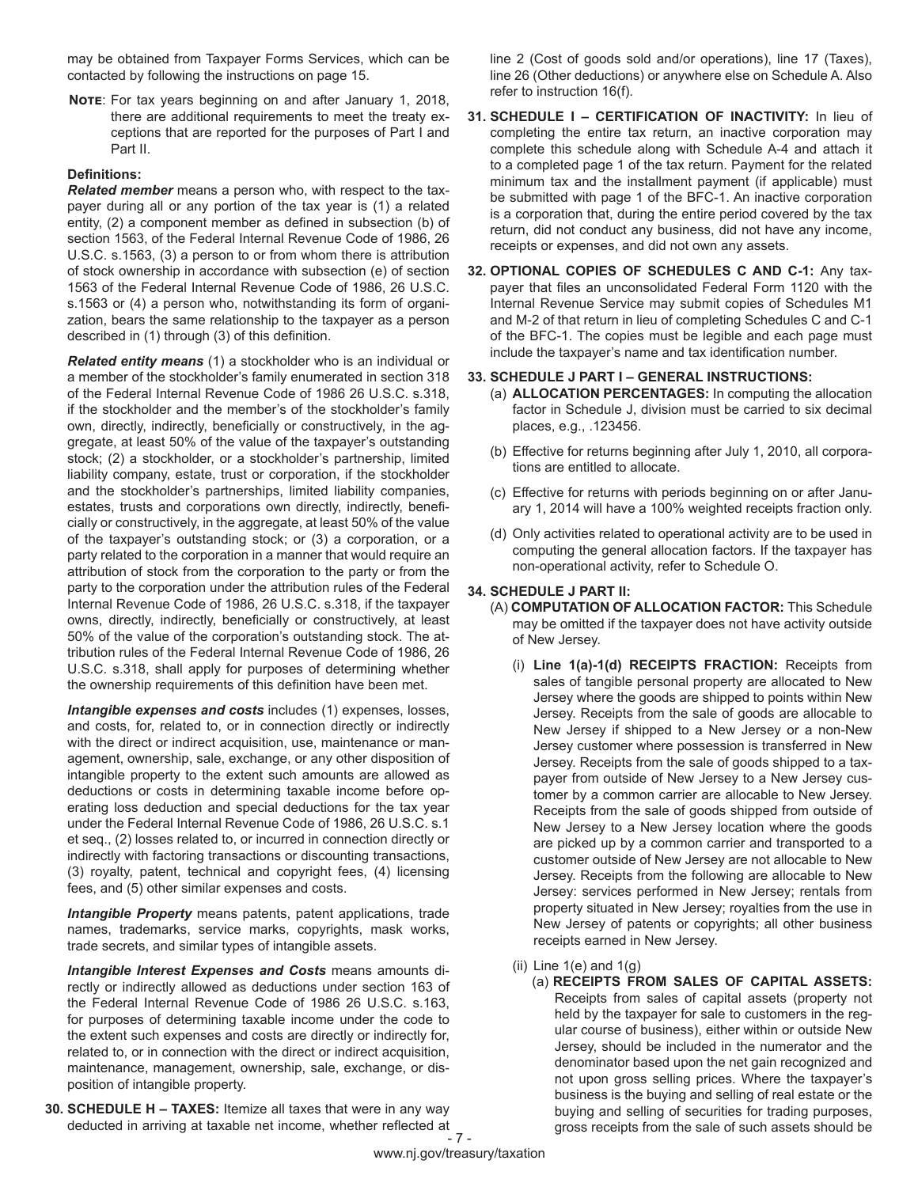may be obtained from Taxpayer Forms Services, which can be contacted by following the instructions on page 15.

**Note**: For tax years beginning on and after January 1, 2018, there are additional requirements to meet the treaty exceptions that are reported for the purposes of Part I and Part II.

**Definitions:**

***Related member*** means a person who, with respect to the taxpayer during all or any portion of the tax year is (1) a related entity, (2) a component member as defined in subsection (b) of section 1563, of the Federal Internal Revenue Code of 1986, 26 U.S.C. s.1563, (3) a person to or from whom there is attribution of stock ownership in accordance with subsection (e) of section 1563 of the Federal Internal Revenue Code of 1986, 26 U.S.C. s.1563 or (4) a person who, notwithstanding its form of organization, bears the same relationship to the taxpayer as a person described in (1) through (3) of this definition.

***Related entity means*** (1) a stockholder who is an individual or a member of the stockholder's family enumerated in section 318 of the Federal Internal Revenue Code of 1986 26 U.S.C. s.318, if the stockholder and the member's of the stockholder's family own, directly, indirectly, beneficially or constructively, in the aggregate, at least 50% of the value of the taxpayer's outstanding stock; (2) a stockholder, or a stockholder's partnership, limited liability company, estate, trust or corporation, if the stockholder and the stockholder's partnerships, limited liability companies, estates, trusts and corporations own directly, indirectly, beneficially or constructively, in the aggregate, at least 50% of the value of the taxpayer's outstanding stock; or (3) a corporation, or a party related to the corporation in a manner that would require an attribution of stock from the corporation to the party or from the party to the corporation under the attribution rules of the Federal Internal Revenue Code of 1986, 26 U.S.C. s.318, if the taxpayer owns, directly, indirectly, beneficially or constructively, at least 50% of the value of the corporation's outstanding stock. The attribution rules of the Federal Internal Revenue Code of 1986, 26 U.S.C. s.318, shall apply for purposes of determining whether the ownership requirements of this definition have been met.

***Intangible expenses and costs*** includes (1) expenses, losses, and costs, for, related to, or in connection directly or indirectly with the direct or indirect acquisition, use, maintenance or management, ownership, sale, exchange, or any other disposition of intangible property to the extent such amounts are allowed as deductions or costs in determining taxable income before operating loss deduction and special deductions for the tax year under the Federal Internal Revenue Code of 1986, 26 U.S.C. s.1 et seq., (2) losses related to, or incurred in connection directly or indirectly with factoring transactions or discounting transactions, (3) royalty, patent, technical and copyright fees, (4) licensing fees, and (5) other similar expenses and costs.

***Intangible Property*** means patents, patent applications, trade names, trademarks, service marks, copyrights, mask works, trade secrets, and similar types of intangible assets.

***Intangible Interest Expenses and Costs*** means amounts directly or indirectly allowed as deductions under section 163 of the Federal Internal Revenue Code of 1986 26 U.S.C. s.163, for purposes of determining taxable income under the code to the extent such expenses and costs are directly or indirectly for, related to, or in connection with the direct or indirect acquisition, maintenance, management, ownership, sale, exchange, or disposition of intangible property.

**30. SCHEDULE H – TAXES:** Itemize all taxes that were in any way deducted in arriving at taxable net income, whether reflected at line 2 (Cost of goods sold and/or operations), line 17 (Taxes), line 26 (Other deductions) or anywhere else on Schedule A. Also refer to instruction 16(f).

**31. SCHEDULE I – CERTIFICATION OF INACTIVITY:** In lieu of completing the entire tax return, an inactive corporation may complete this schedule along with Schedule A-4 and attach it to a completed page 1 of the tax return. Payment for the related minimum tax and the installment payment (if applicable) must be submitted with page 1 of the BFC-1. An inactive corporation is a corporation that, during the entire period covered by the tax return, did not conduct any business, did not have any income, receipts or expenses, and did not own any assets.

**32. OPTIONAL COPIES OF SCHEDULES C AND C-1:** Any taxpayer that files an unconsolidated Federal Form 1120 with the Internal Revenue Service may submit copies of Schedules M1 and M-2 of that return in lieu of completing Schedules C and C-1 of the BFC-1. The copies must be legible and each page must include the taxpayer's name and tax identification number.

**33. SCHEDULE J PART I – GENERAL INSTRUCTIONS:**

(a) **ALLOCATION PERCENTAGES:** In computing the allocation factor in Schedule J, division must be carried to six decimal places, e.g., .123456.

(b) Effective for returns beginning after July 1, 2010, all corporations are entitled to allocate.

(c) Effective for returns with periods beginning on or after January 1, 2014 will have a 100% weighted receipts fraction only.

(d) Only activities related to operational activity are to be used in computing the general allocation factors. If the taxpayer has non-operational activity, refer to Schedule O.

**34. SCHEDULE J PART II:**

(A) **COMPUTATION OF ALLOCATION FACTOR:** This Schedule may be omitted if the taxpayer does not have activity outside of New Jersey.

(i) **Line 1(a)-1(d) RECEIPTS FRACTION:** Receipts from sales of tangible personal property are allocated to New Jersey where the goods are shipped to points within New Jersey. Receipts from the sale of goods are allocable to New Jersey if shipped to a New Jersey or a non-New Jersey customer where possession is transferred in New Jersey. Receipts from the sale of goods shipped to a taxpayer from outside of New Jersey to a New Jersey customer by a common carrier are allocable to New Jersey. Receipts from the sale of goods shipped from outside of New Jersey to a New Jersey location where the goods are picked up by a common carrier and transported to a customer outside of New Jersey are not allocable to New Jersey. Receipts from the following are allocable to New Jersey: services performed in New Jersey; rentals from property situated in New Jersey; royalties from the use in New Jersey of patents or copyrights; all other business receipts earned in New Jersey.

(ii) Line 1(e) and 1(g)

(a) **RECEIPTS FROM SALES OF CAPITAL ASSETS:** Receipts from sales of capital assets (property not held by the taxpayer for sale to customers in the regular course of business), either within or outside New Jersey, should be included in the numerator and the denominator based upon the net gain recognized and not upon gross selling prices. Where the taxpayer's business is the buying and selling of real estate or the buying and selling of securities for trading purposes, gross receipts from the sale of such assets should be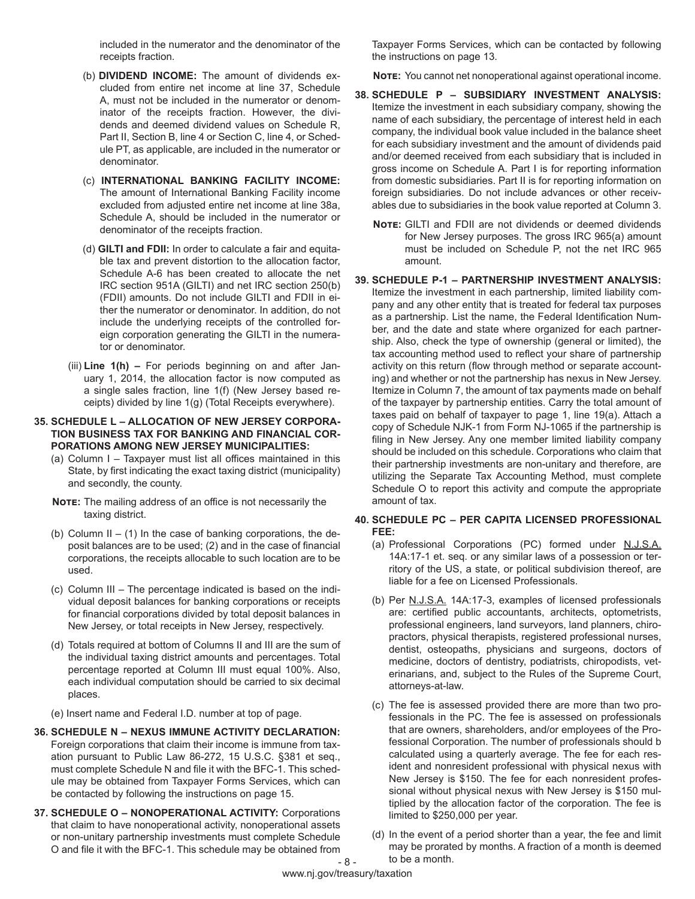included in the numerator and the denominator of the receipts fraction.

(b) **DIVIDEND INCOME:** The amount of dividends excluded from entire net income at line 37, Schedule A, must not be included in the numerator or denominator of the receipts fraction. However, the dividends and deemed dividend values on Schedule R, Part II, Section B, line 4 or Section C, line 4, or Schedule PT, as applicable, are included in the numerator or denominator.

(c) **INTERNATIONAL BANKING FACILITY INCOME:** The amount of International Banking Facility income excluded from adjusted entire net income at line 38a, Schedule A, should be included in the numerator or denominator of the receipts fraction.

(d) **GILTI and FDII:** In order to calculate a fair and equitable tax and prevent distortion to the allocation factor, Schedule A-6 has been created to allocate the net IRC section 951A (GILTI) and net IRC section 250(b) (FDII) amounts. Do not include GILTI and FDII in either the numerator or denominator. In addition, do not include the underlying receipts of the controlled foreign corporation generating the GILTI in the numerator or denominator.

(iii) **Line 1(h) –** For periods beginning on and after January 1, 2014, the allocation factor is now computed as a single sales fraction, line 1(f) (New Jersey based receipts) divided by line 1(g) (Total Receipts everywhere).

**35. SCHEDULE L – ALLOCATION OF NEW JERSEY CORPORATION BUSINESS TAX FOR BANKING AND FINANCIAL CORPORATIONS AMONG NEW JERSEY MUNICIPALITIES:**

(a) Column I – Taxpayer must list all offices maintained in this State, by first indicating the exact taxing district (municipality) and secondly, the county.

**Note:** The mailing address of an office is not necessarily the taxing district.

(b) Column II – (1) In the case of banking corporations, the deposit balances are to be used; (2) and in the case of financial corporations, the receipts allocable to such location are to be used.

(c) Column III – The percentage indicated is based on the individual deposit balances for banking corporations or receipts for financial corporations divided by total deposit balances in New Jersey, or total receipts in New Jersey, respectively.

(d) Totals required at bottom of Columns II and III are the sum of the individual taxing district amounts and percentages. Total percentage reported at Column III must equal 100%. Also, each individual computation should be carried to six decimal places.

(e) Insert name and Federal I.D. number at top of page.

**36. SCHEDULE N – NEXUS IMMUNE ACTIVITY DECLARATION:** Foreign corporations that claim their income is immune from taxation pursuant to Public Law 86-272, 15 U.S.C. §381 et seq., must complete Schedule N and file it with the BFC-1. This schedule may be obtained from Taxpayer Forms Services, which can be contacted by following the instructions on page 15.

**37. SCHEDULE O – NONOPERATIONAL ACTIVITY:** Corporations that claim to have nonoperational activity, nonoperational assets or non-unitary partnership investments must complete Schedule O and file it with the BFC-1. This schedule may be obtained from Taxpayer Forms Services, which can be contacted by following the instructions on page 13.

**Note:** You cannot net nonoperational against operational income.

**38. SCHEDULE P – SUBSIDIARY INVESTMENT ANALYSIS:** Itemize the investment in each subsidiary company, showing the name of each subsidiary, the percentage of interest held in each company, the individual book value included in the balance sheet for each subsidiary investment and the amount of dividends paid and/or deemed received from each subsidiary that is included in gross income on Schedule A. Part I is for reporting information from domestic subsidiaries. Part II is for reporting information on foreign subsidiaries. Do not include advances or other receivables due to subsidiaries in the book value reported at Column 3.

**Note:** GILTI and FDII are not dividends or deemed dividends for New Jersey purposes. The gross IRC 965(a) amount must be included on Schedule P, not the net IRC 965 amount.

**39. SCHEDULE P-1 – PARTNERSHIP INVESTMENT ANALYSIS:** Itemize the investment in each partnership, limited liability company and any other entity that is treated for federal tax purposes as a partnership. List the name, the Federal Identification Number, and the date and state where organized for each partnership. Also, check the type of ownership (general or limited), the tax accounting method used to reflect your share of partnership activity on this return (flow through method or separate accounting) and whether or not the partnership has nexus in New Jersey. Itemize in Column 7, the amount of tax payments made on behalf of the taxpayer by partnership entities. Carry the total amount of taxes paid on behalf of taxpayer to page 1, line 19(a). Attach a copy of Schedule NJK-1 from Form NJ-1065 if the partnership is filing in New Jersey. Any one member limited liability company should be included on this schedule. Corporations who claim that their partnership investments are non-unitary and therefore, are utilizing the Separate Tax Accounting Method, must complete Schedule O to report this activity and compute the appropriate amount of tax.

**40. SCHEDULE PC – PER CAPITA LICENSED PROFESSIONAL FEE:**

(a) Professional Corporations (PC) formed under N.J.S.A. 14A:17-1 et. seq. or any similar laws of a possession or territory of the US, a state, or political subdivision thereof, are liable for a fee on Licensed Professionals.

(b) Per N.J.S.A. 14A:17-3, examples of licensed professionals are: certified public accountants, architects, optometrists, professional engineers, land surveyors, land planners, chiropractors, physical therapists, registered professional nurses, dentist, osteopaths, physicians and surgeons, doctors of medicine, doctors of dentistry, podiatrists, chiropodists, veterinarians, and, subject to the Rules of the Supreme Court, attorneys-at-law.

(c) The fee is assessed provided there are more than two professionals in the PC. The fee is assessed on professionals that are owners, shareholders, and/or employees of the Professional Corporation. The number of professionals should b calculated using a quarterly average. The fee for each resident and nonresident professional with physical nexus with New Jersey is $150. The fee for each nonresident professional without physical nexus with New Jersey is $150 multiplied by the allocation factor of the corporation. The fee is limited to $250,000 per year.

(d) In the event of a period shorter than a year, the fee and limit may be prorated by months. A fraction of a month is deemed to be a month.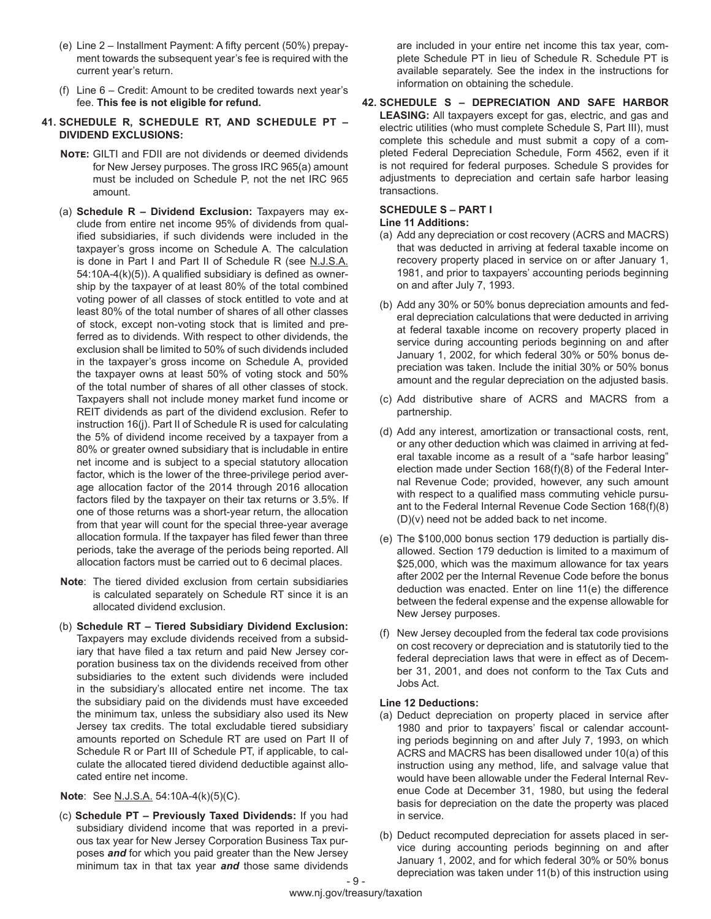(e) Line 2 – Installment Payment: A fifty percent (50%) prepayment towards the subsequent year's fee is required with the current year's return.

(f) Line 6 – Credit: Amount to be credited towards next year's fee. **This fee is not eligible for refund.**

**41. SCHEDULE R, SCHEDULE RT, AND SCHEDULE PT – DIVIDEND EXCLUSIONS:**

**Note:** GILTI and FDII are not dividends or deemed dividends for New Jersey purposes. The gross IRC 965(a) amount must be included on Schedule P, not the net IRC 965 amount.

(a) **Schedule R – Dividend Exclusion:** Taxpayers may exclude from entire net income 95% of dividends from qualified subsidiaries, if such dividends were included in the taxpayer's gross income on Schedule A. The calculation is done in Part I and Part II of Schedule R (see N.J.S.A. 54:10A-4(k)(5)). A qualified subsidiary is defined as ownership by the taxpayer of at least 80% of the total combined voting power of all classes of stock entitled to vote and at least 80% of the total number of shares of all other classes of stock, except non-voting stock that is limited and preferred as to dividends. With respect to other dividends, the exclusion shall be limited to 50% of such dividends included in the taxpayer's gross income on Schedule A, provided the taxpayer owns at least 50% of voting stock and 50% of the total number of shares of all other classes of stock. Taxpayers shall not include money market fund income or REIT dividends as part of the dividend exclusion. Refer to instruction 16(j). Part II of Schedule R is used for calculating the 5% of dividend income received by a taxpayer from a 80% or greater owned subsidiary that is includable in entire net income and is subject to a special statutory allocation factor, which is the lower of the three-privilege period average allocation factor of the 2014 through 2016 allocation factors filed by the taxpayer on their tax returns or 3.5%. If one of those returns was a short-year return, the allocation from that year will count for the special three-year average allocation formula. If the taxpayer has filed fewer than three periods, take the average of the periods being reported. All allocation factors must be carried out to 6 decimal places.

**Note**: The tiered divided exclusion from certain subsidiaries is calculated separately on Schedule RT since it is an allocated dividend exclusion.

(b) **Schedule RT – Tiered Subsidiary Dividend Exclusion:** Taxpayers may exclude dividends received from a subsidiary that have filed a tax return and paid New Jersey corporation business tax on the dividends received from other subsidiaries to the extent such dividends were included in the subsidiary's allocated entire net income. The tax the subsidiary paid on the dividends must have exceeded the minimum tax, unless the subsidiary also used its New Jersey tax credits. The total excludable tiered subsidiary amounts reported on Schedule RT are used on Part II of Schedule R or Part III of Schedule PT, if applicable, to calculate the allocated tiered dividend deductible against allocated entire net income.

**Note**: See N.J.S.A. 54:10A-4(k)(5)(C).

(c) **Schedule PT – Previously Taxed Dividends:** If you had subsidiary dividend income that was reported in a previous tax year for New Jersey Corporation Business Tax purposes ***and*** for which you paid greater than the New Jersey minimum tax in that tax year ***and*** those same dividends are included in your entire net income this tax year, complete Schedule PT in lieu of Schedule R. Schedule PT is available separately. See the index in the instructions for information on obtaining the schedule.

**42. SCHEDULE S – DEPRECIATION AND SAFE HARBOR LEASING:** All taxpayers except for gas, electric, and gas and electric utilities (who must complete Schedule S, Part III), must complete this schedule and must submit a copy of a completed Federal Depreciation Schedule, Form 4562, even if it is not required for federal purposes. Schedule S provides for adjustments to depreciation and certain safe harbor leasing transactions.

**SCHEDULE S – PART I**

**Line 11 Additions:**

(a) Add any depreciation or cost recovery (ACRS and MACRS) that was deducted in arriving at federal taxable income on recovery property placed in service on or after January 1, 1981, and prior to taxpayers' accounting periods beginning on and after July 7, 1993.

(b) Add any 30% or 50% bonus depreciation amounts and federal depreciation calculations that were deducted in arriving at federal taxable income on recovery property placed in service during accounting periods beginning on and after January 1, 2002, for which federal 30% or 50% bonus depreciation was taken. Include the initial 30% or 50% bonus amount and the regular depreciation on the adjusted basis.

(c) Add distributive share of ACRS and MACRS from a partnership.

(d) Add any interest, amortization or transactional costs, rent, or any other deduction which was claimed in arriving at federal taxable income as a result of a "safe harbor leasing" election made under Section 168(f)(8) of the Federal Internal Revenue Code; provided, however, any such amount with respect to a qualified mass commuting vehicle pursuant to the Federal Internal Revenue Code Section 168(f)(8)(D)(v) need not be added back to net income.

(e) The $100,000 bonus section 179 deduction is partially disallowed. Section 179 deduction is limited to a maximum of $25,000, which was the maximum allowance for tax years after 2002 per the Internal Revenue Code before the bonus deduction was enacted. Enter on line 11(e) the difference between the federal expense and the expense allowable for New Jersey purposes.

(f) New Jersey decoupled from the federal tax code provisions on cost recovery or depreciation and is statutorily tied to the federal depreciation laws that were in effect as of December 31, 2001, and does not conform to the Tax Cuts and Jobs Act.

**Line 12 Deductions:**

(a) Deduct depreciation on property placed in service after 1980 and prior to taxpayers' fiscal or calendar accounting periods beginning on and after July 7, 1993, on which ACRS and MACRS has been disallowed under 10(a) of this instruction using any method, life, and salvage value that would have been allowable under the Federal Internal Revenue Code at December 31, 1980, but using the federal basis for depreciation on the date the property was placed in service.

(b) Deduct recomputed depreciation for assets placed in service during accounting periods beginning on and after January 1, 2002, and for which federal 30% or 50% bonus depreciation was taken under 11(b) of this instruction using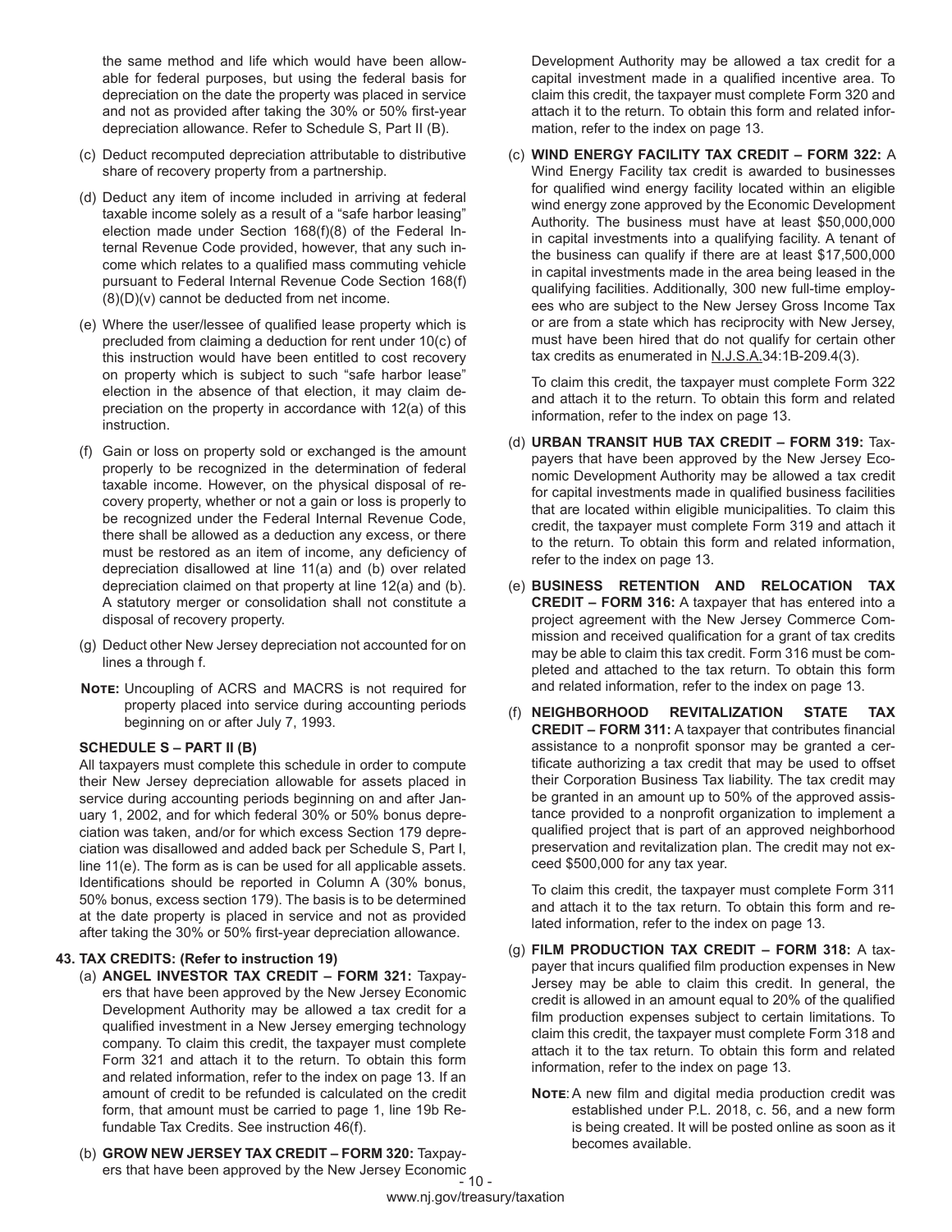the same method and life which would have been allowable for federal purposes, but using the federal basis for depreciation on the date the property was placed in service and not as provided after taking the 30% or 50% first-year depreciation allowance. Refer to Schedule S, Part II (B).

(c) Deduct recomputed depreciation attributable to distributive share of recovery property from a partnership.

(d) Deduct any item of income included in arriving at federal taxable income solely as a result of a "safe harbor leasing" election made under Section 168(f)(8) of the Federal Internal Revenue Code provided, however, that any such income which relates to a qualified mass commuting vehicle pursuant to Federal Internal Revenue Code Section 168(f)(8)(D)(v) cannot be deducted from net income.

(e) Where the user/lessee of qualified lease property which is precluded from claiming a deduction for rent under 10(c) of this instruction would have been entitled to cost recovery on property which is subject to such "safe harbor lease" election in the absence of that election, it may claim depreciation on the property in accordance with 12(a) of this instruction.

(f) Gain or loss on property sold or exchanged is the amount properly to be recognized in the determination of federal taxable income. However, on the physical disposal of recovery property, whether or not a gain or loss is properly to be recognized under the Federal Internal Revenue Code, there shall be allowed as a deduction any excess, or there must be restored as an item of income, any deficiency of depreciation disallowed at line 11(a) and (b) over related depreciation claimed on that property at line 12(a) and (b). A statutory merger or consolidation shall not constitute a disposal of recovery property.

(g) Deduct other New Jersey depreciation not accounted for on lines a through f.

**Note:** Uncoupling of ACRS and MACRS is not required for property placed into service during accounting periods beginning on or after July 7, 1993.

**SCHEDULE S – PART II (B)**

All taxpayers must complete this schedule in order to compute their New Jersey depreciation allowable for assets placed in service during accounting periods beginning on and after January 1, 2002, and for which federal 30% or 50% bonus depreciation was taken, and/or for which excess Section 179 depreciation was disallowed and added back per Schedule S, Part I, line 11(e). The form as is can be used for all applicable assets. Identifications should be reported in Column A (30% bonus, 50% bonus, excess section 179). The basis is to be determined at the date property is placed in service and not as provided after taking the 30% or 50% first-year depreciation allowance.

**43. TAX CREDITS: (Refer to instruction 19)**

(a) **ANGEL INVESTOR TAX CREDIT – FORM 321:** Taxpayers that have been approved by the New Jersey Economic Development Authority may be allowed a tax credit for a qualified investment in a New Jersey emerging technology company. To claim this credit, the taxpayer must complete Form 321 and attach it to the return. To obtain this form and related information, refer to the index on page 13. If an amount of credit to be refunded is calculated on the credit form, that amount must be carried to page 1, line 19b Refundable Tax Credits. See instruction 46(f).

(b) **GROW NEW JERSEY TAX CREDIT – FORM 320:** Taxpayers that have been approved by the New Jersey Economic Development Authority may be allowed a tax credit for a capital investment made in a qualified incentive area. To claim this credit, the taxpayer must complete Form 320 and attach it to the return. To obtain this form and related information, refer to the index on page 13.

(c) **WIND ENERGY FACILITY TAX CREDIT – FORM 322:** A Wind Energy Facility tax credit is awarded to businesses for qualified wind energy facility located within an eligible wind energy zone approved by the Economic Development Authority. The business must have at least $50,000,000 in capital investments into a qualifying facility. A tenant of the business can qualify if there are at least $17,500,000 in capital investments made in the area being leased in the qualifying facilities. Additionally, 300 new full-time employees who are subject to the New Jersey Gross Income Tax or are from a state which has reciprocity with New Jersey, must have been hired that do not qualify for certain other tax credits as enumerated in N.J.S.A.34:1B-209.4(3).

To claim this credit, the taxpayer must complete Form 322 and attach it to the return. To obtain this form and related information, refer to the index on page 13.

(d) **URBAN TRANSIT HUB TAX CREDIT – FORM 319:** Taxpayers that have been approved by the New Jersey Economic Development Authority may be allowed a tax credit for capital investments made in qualified business facilities that are located within eligible municipalities. To claim this credit, the taxpayer must complete Form 319 and attach it to the return. To obtain this form and related information, refer to the index on page 13.

(e) **BUSINESS RETENTION AND RELOCATION TAX CREDIT – FORM 316:** A taxpayer that has entered into a project agreement with the New Jersey Commerce Commission and received qualification for a grant of tax credits may be able to claim this tax credit. Form 316 must be completed and attached to the tax return. To obtain this form and related information, refer to the index on page 13.

(f) **NEIGHBORHOOD REVITALIZATION STATE TAX CREDIT – FORM 311:** A taxpayer that contributes financial assistance to a nonprofit sponsor may be granted a certificate authorizing a tax credit that may be used to offset their Corporation Business Tax liability. The tax credit may be granted in an amount up to 50% of the approved assistance provided to a nonprofit organization to implement a qualified project that is part of an approved neighborhood preservation and revitalization plan. The credit may not exceed $500,000 for any tax year.

To claim this credit, the taxpayer must complete Form 311 and attach it to the tax return. To obtain this form and related information, refer to the index on page 13.

(g) **FILM PRODUCTION TAX CREDIT – FORM 318:** A taxpayer that incurs qualified film production expenses in New Jersey may be able to claim this credit. In general, the credit is allowed in an amount equal to 20% of the qualified film production expenses subject to certain limitations. To claim this credit, the taxpayer must complete Form 318 and attach it to the tax return. To obtain this form and related information, refer to the index on page 13.

**Note:** A new film and digital media production credit was established under P.L. 2018, c. 56, and a new form is being created. It will be posted online as soon as it becomes available.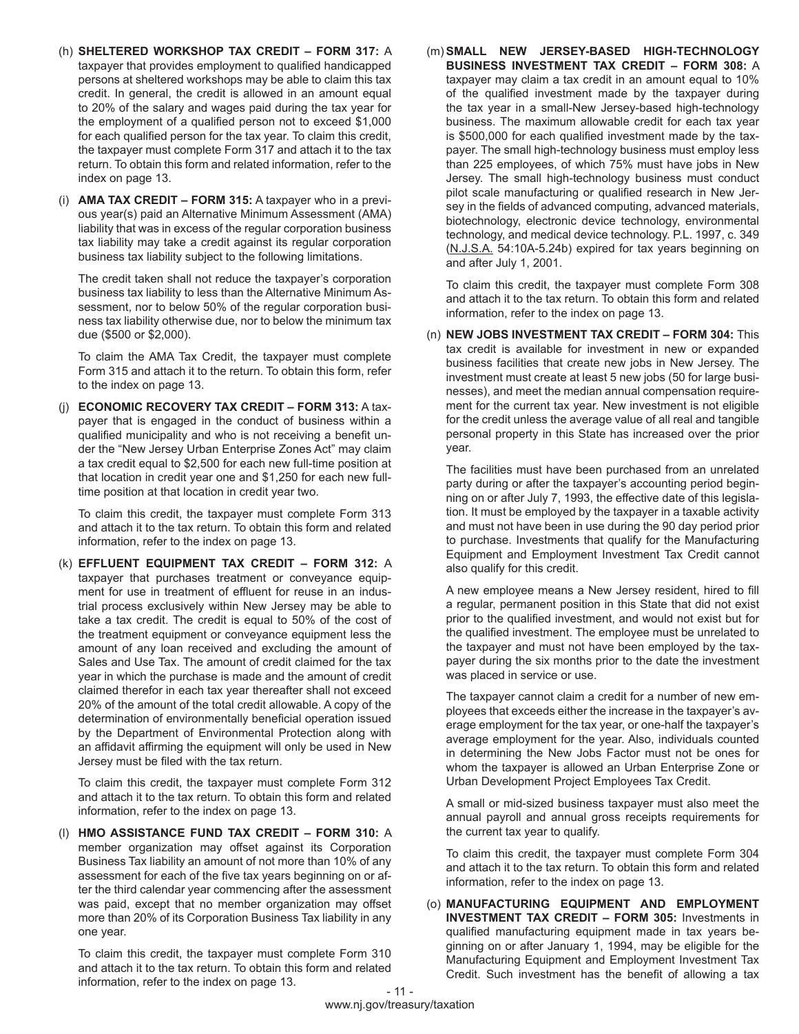(h) **SHELTERED WORKSHOP TAX CREDIT – FORM 317:** A taxpayer that provides employment to qualified handicapped persons at sheltered workshops may be able to claim this tax credit. In general, the credit is allowed in an amount equal to 20% of the salary and wages paid during the tax year for the employment of a qualified person not to exceed $1,000 for each qualified person for the tax year. To claim this credit, the taxpayer must complete Form 317 and attach it to the tax return. To obtain this form and related information, refer to the index on page 13.

(i) **AMA TAX CREDIT – FORM 315:** A taxpayer who in a previous year(s) paid an Alternative Minimum Assessment (AMA) liability that was in excess of the regular corporation business tax liability may take a credit against its regular corporation business tax liability subject to the following limitations.

The credit taken shall not reduce the taxpayer's corporation business tax liability to less than the Alternative Minimum Assessment, nor to below 50% of the regular corporation business tax liability otherwise due, nor to below the minimum tax due ($500 or $2,000).

To claim the AMA Tax Credit, the taxpayer must complete Form 315 and attach it to the return. To obtain this form, refer to the index on page 13.

(j) **ECONOMIC RECOVERY TAX CREDIT – FORM 313:** A taxpayer that is engaged in the conduct of business within a qualified municipality and who is not receiving a benefit under the "New Jersey Urban Enterprise Zones Act" may claim a tax credit equal to $2,500 for each new full-time position at that location in credit year one and $1,250 for each new full-time position at that location in credit year two.

To claim this credit, the taxpayer must complete Form 313 and attach it to the tax return. To obtain this form and related information, refer to the index on page 13.

(k) **EFFLUENT EQUIPMENT TAX CREDIT – FORM 312:** A taxpayer that purchases treatment or conveyance equipment for use in treatment of effluent for reuse in an industrial process exclusively within New Jersey may be able to take a tax credit. The credit is equal to 50% of the cost of the treatment equipment or conveyance equipment less the amount of any loan received and excluding the amount of Sales and Use Tax. The amount of credit claimed for the tax year in which the purchase is made and the amount of credit claimed therefor in each tax year thereafter shall not exceed 20% of the amount of the total credit allowable. A copy of the determination of environmentally beneficial operation issued by the Department of Environmental Protection along with an affidavit affirming the equipment will only be used in New Jersey must be filed with the tax return.

To claim this credit, the taxpayer must complete Form 312 and attach it to the tax return. To obtain this form and related information, refer to the index on page 13.

(l) **HMO ASSISTANCE FUND TAX CREDIT – FORM 310:** A member organization may offset against its Corporation Business Tax liability an amount of not more than 10% of any assessment for each of the five tax years beginning on or after the third calendar year commencing after the assessment was paid, except that no member organization may offset more than 20% of its Corporation Business Tax liability in any one year.

To claim this credit, the taxpayer must complete Form 310 and attach it to the tax return. To obtain this form and related information, refer to the index on page 13.

(m) **SMALL NEW JERSEY-BASED HIGH-TECHNOLOGY BUSINESS INVESTMENT TAX CREDIT – FORM 308:** A taxpayer may claim a tax credit in an amount equal to 10% of the qualified investment made by the taxpayer during the tax year in a small-New Jersey-based high-technology business. The maximum allowable credit for each tax year is $500,000 for each qualified investment made by the taxpayer. The small high-technology business must employ less than 225 employees, of which 75% must have jobs in New Jersey. The small high-technology business must conduct pilot scale manufacturing or qualified research in New Jersey in the fields of advanced computing, advanced materials, biotechnology, electronic device technology, environmental technology, and medical device technology. P.L. 1997, c. 349 (N.J.S.A. 54:10A-5.24b) expired for tax years beginning on and after July 1, 2001.

To claim this credit, the taxpayer must complete Form 308 and attach it to the tax return. To obtain this form and related information, refer to the index on page 13.

(n) **NEW JOBS INVESTMENT TAX CREDIT – FORM 304:** This tax credit is available for investment in new or expanded business facilities that create new jobs in New Jersey. The investment must create at least 5 new jobs (50 for large businesses), and meet the median annual compensation requirement for the current tax year. New investment is not eligible for the credit unless the average value of all real and tangible personal property in this State has increased over the prior year.

The facilities must have been purchased from an unrelated party during or after the taxpayer's accounting period beginning on or after July 7, 1993, the effective date of this legislation. It must be employed by the taxpayer in a taxable activity and must not have been in use during the 90 day period prior to purchase. Investments that qualify for the Manufacturing Equipment and Employment Investment Tax Credit cannot also qualify for this credit.

A new employee means a New Jersey resident, hired to fill a regular, permanent position in this State that did not exist prior to the qualified investment, and would not exist but for the qualified investment. The employee must be unrelated to the taxpayer and must not have been employed by the taxpayer during the six months prior to the date the investment was placed in service or use.

The taxpayer cannot claim a credit for a number of new employees that exceeds either the increase in the taxpayer's average employment for the tax year, or one-half the taxpayer's average employment for the year. Also, individuals counted in determining the New Jobs Factor must not be ones for whom the taxpayer is allowed an Urban Enterprise Zone or Urban Development Project Employees Tax Credit.

A small or mid-sized business taxpayer must also meet the annual payroll and annual gross receipts requirements for the current tax year to qualify.

To claim this credit, the taxpayer must complete Form 304 and attach it to the tax return. To obtain this form and related information, refer to the index on page 13.

(o) **MANUFACTURING EQUIPMENT AND EMPLOYMENT INVESTMENT TAX CREDIT – FORM 305:** Investments in qualified manufacturing equipment made in tax years beginning on or after January 1, 1994, may be eligible for the Manufacturing Equipment and Employment Investment Tax Credit. Such investment has the benefit of allowing a tax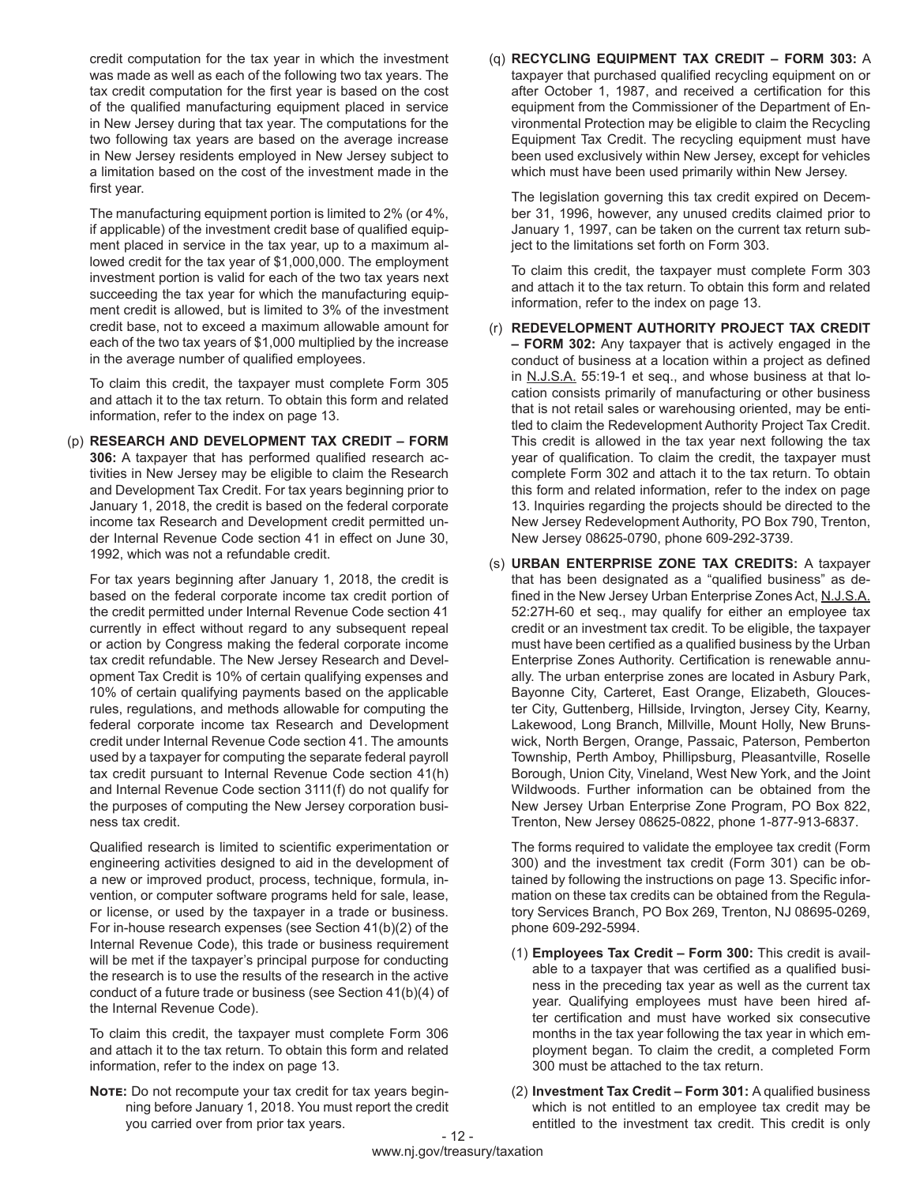credit computation for the tax year in which the investment was made as well as each of the following two tax years. The tax credit computation for the first year is based on the cost of the qualified manufacturing equipment placed in service in New Jersey during that tax year. The computations for the two following tax years are based on the average increase in New Jersey residents employed in New Jersey subject to a limitation based on the cost of the investment made in the first year.

The manufacturing equipment portion is limited to 2% (or 4%, if applicable) of the investment credit base of qualified equipment placed in service in the tax year, up to a maximum allowed credit for the tax year of $1,000,000. The employment investment portion is valid for each of the two tax years next succeeding the tax year for which the manufacturing equipment credit is allowed, but is limited to 3% of the investment credit base, not to exceed a maximum allowable amount for each of the two tax years of $1,000 multiplied by the increase in the average number of qualified employees.

To claim this credit, the taxpayer must complete Form 305 and attach it to the tax return. To obtain this form and related information, refer to the index on page 13.

(p) **RESEARCH AND DEVELOPMENT TAX CREDIT – FORM 306:** A taxpayer that has performed qualified research activities in New Jersey may be eligible to claim the Research and Development Tax Credit. For tax years beginning prior to January 1, 2018, the credit is based on the federal corporate income tax Research and Development credit permitted under Internal Revenue Code section 41 in effect on June 30, 1992, which was not a refundable credit.

For tax years beginning after January 1, 2018, the credit is based on the federal corporate income tax credit portion of the credit permitted under Internal Revenue Code section 41 currently in effect without regard to any subsequent repeal or action by Congress making the federal corporate income tax credit refundable. The New Jersey Research and Development Tax Credit is 10% of certain qualifying expenses and 10% of certain qualifying payments based on the applicable rules, regulations, and methods allowable for computing the federal corporate income tax Research and Development credit under Internal Revenue Code section 41. The amounts used by a taxpayer for computing the separate federal payroll tax credit pursuant to Internal Revenue Code section 41(h) and Internal Revenue Code section 3111(f) do not qualify for the purposes of computing the New Jersey corporation business tax credit.

Qualified research is limited to scientific experimentation or engineering activities designed to aid in the development of a new or improved product, process, technique, formula, invention, or computer software programs held for sale, lease, or license, or used by the taxpayer in a trade or business. For in-house research expenses (see Section 41(b)(2) of the Internal Revenue Code), this trade or business requirement will be met if the taxpayer's principal purpose for conducting the research is to use the results of the research in the active conduct of a future trade or business (see Section 41(b)(4) of the Internal Revenue Code).

To claim this credit, the taxpayer must complete Form 306 and attach it to the tax return. To obtain this form and related information, refer to the index on page 13.

**Note:** Do not recompute your tax credit for tax years beginning before January 1, 2018. You must report the credit you carried over from prior tax years.

(q) **RECYCLING EQUIPMENT TAX CREDIT – FORM 303:** A taxpayer that purchased qualified recycling equipment on or after October 1, 1987, and received a certification for this equipment from the Commissioner of the Department of Environmental Protection may be eligible to claim the Recycling Equipment Tax Credit. The recycling equipment must have been used exclusively within New Jersey, except for vehicles which must have been used primarily within New Jersey.

The legislation governing this tax credit expired on December 31, 1996, however, any unused credits claimed prior to January 1, 1997, can be taken on the current tax return subject to the limitations set forth on Form 303.

To claim this credit, the taxpayer must complete Form 303 and attach it to the tax return. To obtain this form and related information, refer to the index on page 13.

(r) **REDEVELOPMENT AUTHORITY PROJECT TAX CREDIT – FORM 302:** Any taxpayer that is actively engaged in the conduct of business at a location within a project as defined in N.J.S.A. 55:19-1 et seq., and whose business at that location consists primarily of manufacturing or other business that is not retail sales or warehousing oriented, may be entitled to claim the Redevelopment Authority Project Tax Credit. This credit is allowed in the tax year next following the tax year of qualification. To claim the credit, the taxpayer must complete Form 302 and attach it to the tax return. To obtain this form and related information, refer to the index on page 13. Inquiries regarding the projects should be directed to the New Jersey Redevelopment Authority, PO Box 790, Trenton, New Jersey 08625-0790, phone 609-292-3739.

(s) **URBAN ENTERPRISE ZONE TAX CREDITS:** A taxpayer that has been designated as a "qualified business" as defined in the New Jersey Urban Enterprise Zones Act, N.J.S.A. 52:27H-60 et seq., may qualify for either an employee tax credit or an investment tax credit. To be eligible, the taxpayer must have been certified as a qualified business by the Urban Enterprise Zones Authority. Certification is renewable annually. The urban enterprise zones are located in Asbury Park, Bayonne City, Carteret, East Orange, Elizabeth, Gloucester City, Guttenberg, Hillside, Irvington, Jersey City, Kearny, Lakewood, Long Branch, Millville, Mount Holly, New Brunswick, North Bergen, Orange, Passaic, Paterson, Pemberton Township, Perth Amboy, Phillipsburg, Pleasantville, Roselle Borough, Union City, Vineland, West New York, and the Joint Wildwoods. Further information can be obtained from the New Jersey Urban Enterprise Zone Program, PO Box 822, Trenton, New Jersey 08625-0822, phone 1-877-913-6837.

The forms required to validate the employee tax credit (Form 300) and the investment tax credit (Form 301) can be obtained by following the instructions on page 13. Specific information on these tax credits can be obtained from the Regulatory Services Branch, PO Box 269, Trenton, NJ 08695-0269, phone 609-292-5994.

(1) **Employees Tax Credit – Form 300:** This credit is available to a taxpayer that was certified as a qualified business in the preceding tax year as well as the current tax year. Qualifying employees must have been hired after certification and must have worked six consecutive months in the tax year following the tax year in which employment began. To claim the credit, a completed Form 300 must be attached to the tax return.

(2) **Investment Tax Credit – Form 301:** A qualified business which is not entitled to an employee tax credit may be entitled to the investment tax credit. This credit is only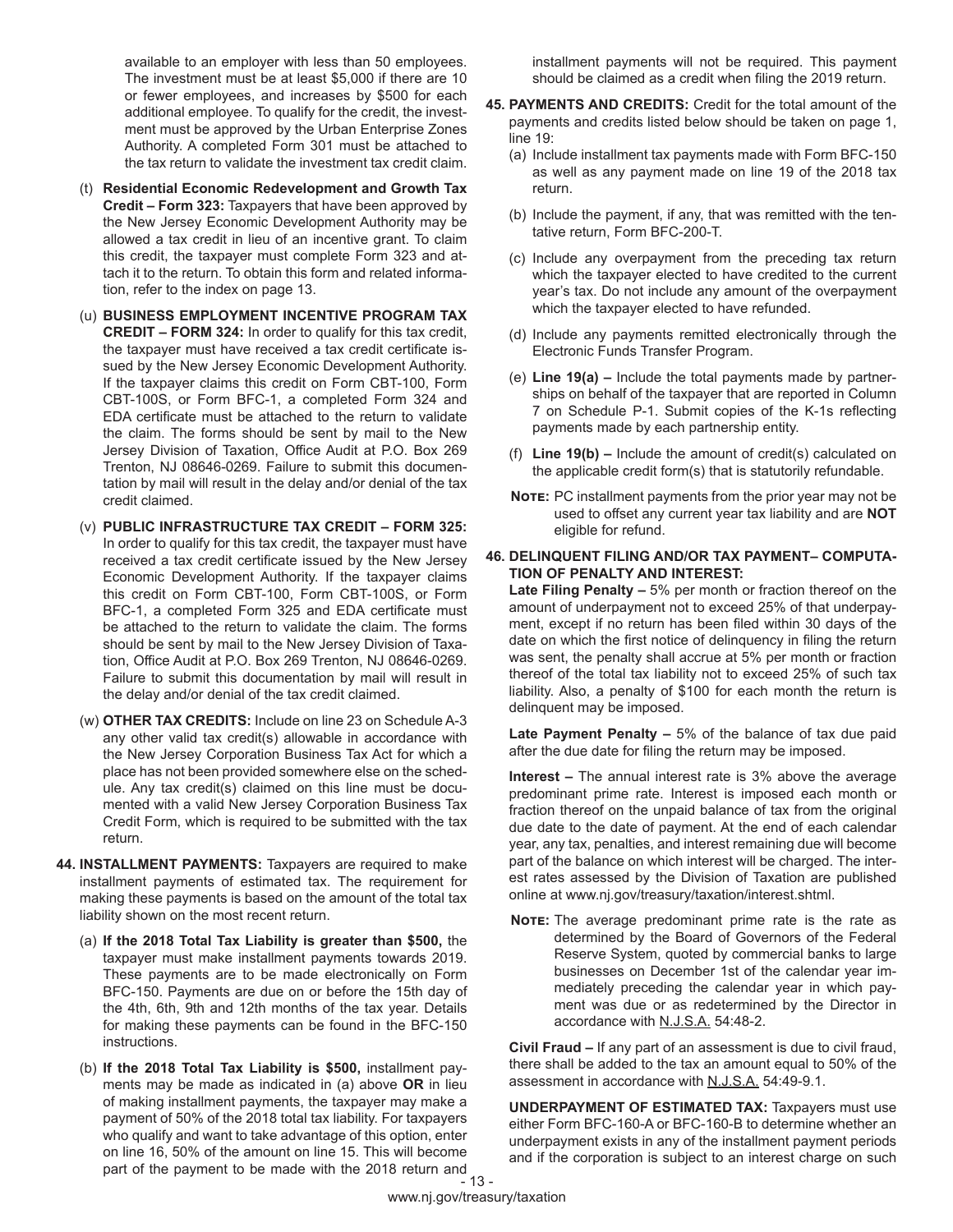available to an employer with less than 50 employees. The investment must be at least $5,000 if there are 10 or fewer employees, and increases by $500 for each additional employee. To qualify for the credit, the investment must be approved by the Urban Enterprise Zones Authority. A completed Form 301 must be attached to the tax return to validate the investment tax credit claim.

(t) **Residential Economic Redevelopment and Growth Tax Credit – Form 323:** Taxpayers that have been approved by the New Jersey Economic Development Authority may be allowed a tax credit in lieu of an incentive grant. To claim this credit, the taxpayer must complete Form 323 and attach it to the return. To obtain this form and related information, refer to the index on page 13.

(u) **BUSINESS EMPLOYMENT INCENTIVE PROGRAM TAX CREDIT – FORM 324:** In order to qualify for this tax credit, the taxpayer must have received a tax credit certificate issued by the New Jersey Economic Development Authority. If the taxpayer claims this credit on Form CBT-100, Form CBT-100S, or Form BFC-1, a completed Form 324 and EDA certificate must be attached to the return to validate the claim. The forms should be sent by mail to the New Jersey Division of Taxation, Office Audit at P.O. Box 269 Trenton, NJ 08646-0269. Failure to submit this documentation by mail will result in the delay and/or denial of the tax credit claimed.

(v) **PUBLIC INFRASTRUCTURE TAX CREDIT – FORM 325:** In order to qualify for this tax credit, the taxpayer must have received a tax credit certificate issued by the New Jersey Economic Development Authority. If the taxpayer claims this credit on Form CBT-100, Form CBT-100S, or Form BFC-1, a completed Form 325 and EDA certificate must be attached to the return to validate the claim. The forms should be sent by mail to the New Jersey Division of Taxation, Office Audit at P.O. Box 269 Trenton, NJ 08646-0269. Failure to submit this documentation by mail will result in the delay and/or denial of the tax credit claimed.

(w) **OTHER TAX CREDITS:** Include on line 23 on Schedule A-3 any other valid tax credit(s) allowable in accordance with the New Jersey Corporation Business Tax Act for which a place has not been provided somewhere else on the schedule. Any tax credit(s) claimed on this line must be documented with a valid New Jersey Corporation Business Tax Credit Form, which is required to be submitted with the tax return.

**44. INSTALLMENT PAYMENTS:** Taxpayers are required to make installment payments of estimated tax. The requirement for making these payments is based on the amount of the total tax liability shown on the most recent return.

(a) **If the 2018 Total Tax Liability is greater than $500,** the taxpayer must make installment payments towards 2019. These payments are to be made electronically on Form BFC-150. Payments are due on or before the 15th day of the 4th, 6th, 9th and 12th months of the tax year. Details for making these payments can be found in the BFC-150 instructions.

(b) **If the 2018 Total Tax Liability is $500,** installment payments may be made as indicated in (a) above **OR** in lieu of making installment payments, the taxpayer may make a payment of 50% of the 2018 total tax liability. For taxpayers who qualify and want to take advantage of this option, enter on line 16, 50% of the amount on line 15. This will become part of the payment to be made with the 2018 return and installment payments will not be required. This payment should be claimed as a credit when filing the 2019 return.

**45. PAYMENTS AND CREDITS:** Credit for the total amount of the payments and credits listed below should be taken on page 1, line 19:

(a) Include installment tax payments made with Form BFC-150 as well as any payment made on line 19 of the 2018 tax return.

(b) Include the payment, if any, that was remitted with the tentative return, Form BFC-200-T.

(c) Include any overpayment from the preceding tax return which the taxpayer elected to have credited to the current year's tax. Do not include any amount of the overpayment which the taxpayer elected to have refunded.

(d) Include any payments remitted electronically through the Electronic Funds Transfer Program.

(e) **Line 19(a) –** Include the total payments made by partnerships on behalf of the taxpayer that are reported in Column 7 on Schedule P-1. Submit copies of the K-1s reflecting payments made by each partnership entity.

(f) **Line 19(b) –** Include the amount of credit(s) calculated on the applicable credit form(s) that is statutorily refundable.

**Note:** PC installment payments from the prior year may not be used to offset any current year tax liability and are **NOT** eligible for refund.

**46. DELINQUENT FILING AND/OR TAX PAYMENT– COMPUTATION OF PENALTY AND INTEREST:**

**Late Filing Penalty –** 5% per month or fraction thereof on the amount of underpayment not to exceed 25% of that underpayment, except if no return has been filed within 30 days of the date on which the first notice of delinquency in filing the return was sent, the penalty shall accrue at 5% per month or fraction thereof of the total tax liability not to exceed 25% of such tax liability. Also, a penalty of $100 for each month the return is delinquent may be imposed.

**Late Payment Penalty –** 5% of the balance of tax due paid after the due date for filing the return may be imposed.

**Interest –** The annual interest rate is 3% above the average predominant prime rate. Interest is imposed each month or fraction thereof on the unpaid balance of tax from the original due date to the date of payment. At the end of each calendar year, any tax, penalties, and interest remaining due will become part of the balance on which interest will be charged. The interest rates assessed by the Division of Taxation are published online at www.nj.gov/treasury/taxation/interest.shtml.

**Note:** The average predominant prime rate is the rate as determined by the Board of Governors of the Federal Reserve System, quoted by commercial banks to large businesses on December 1st of the calendar year immediately preceding the calendar year in which payment was due or as redetermined by the Director in accordance with N.J.S.A. 54:48-2.

**Civil Fraud –** If any part of an assessment is due to civil fraud, there shall be added to the tax an amount equal to 50% of the assessment in accordance with N.J.S.A. 54:49-9.1.

**UNDERPAYMENT OF ESTIMATED TAX:** Taxpayers must use either Form BFC-160-A or BFC-160-B to determine whether an underpayment exists in any of the installment payment periods and if the corporation is subject to an interest charge on such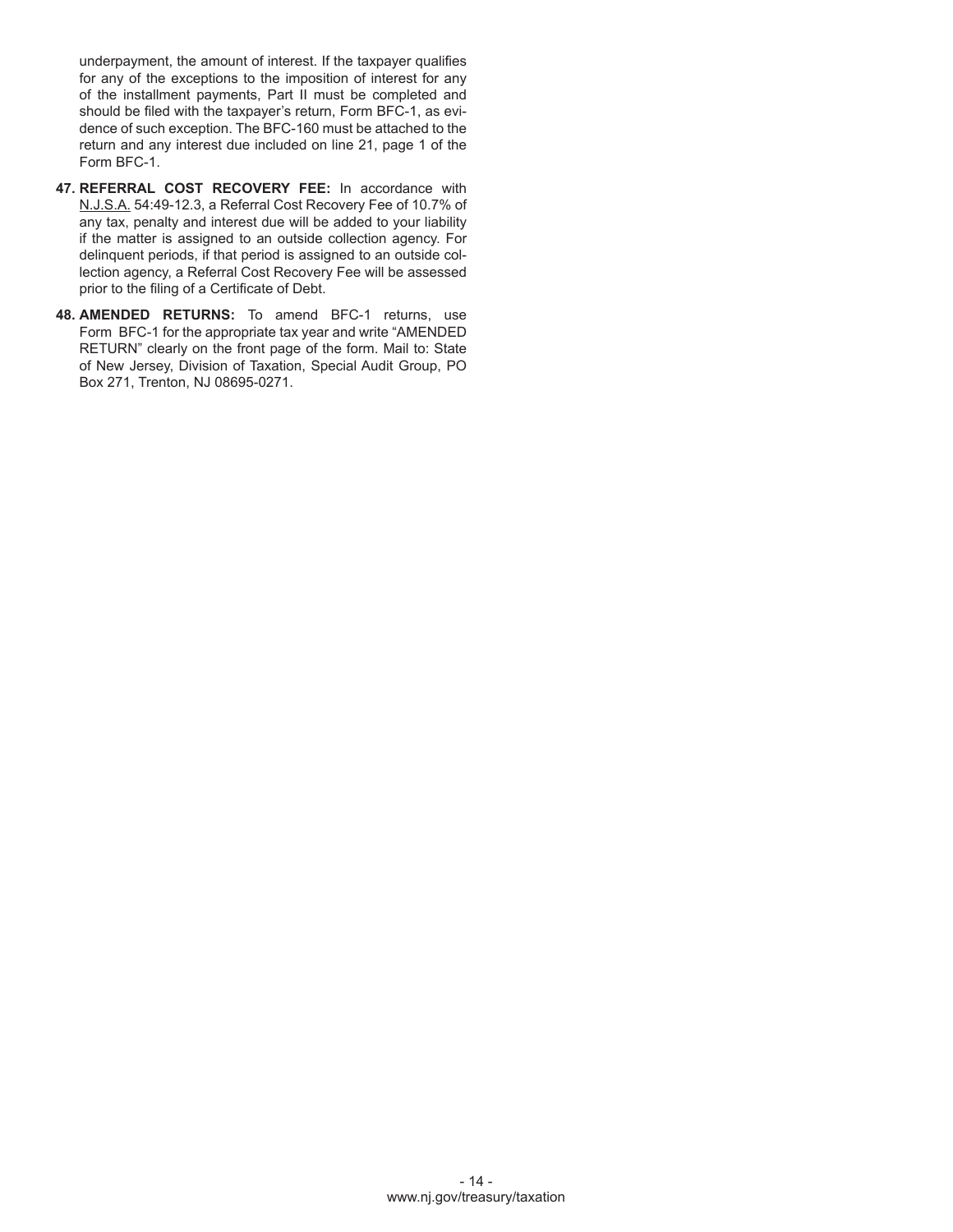underpayment, the amount of interest. If the taxpayer qualifies for any of the exceptions to the imposition of interest for any of the installment payments, Part II must be completed and should be filed with the taxpayer's return, Form BFC-1, as evidence of such exception. The BFC-160 must be attached to the return and any interest due included on line 21, page 1 of the Form BFC-1.

47. **REFERRAL COST RECOVERY FEE:** In accordance with N.J.S.A. 54:49-12.3, a Referral Cost Recovery Fee of 10.7% of any tax, penalty and interest due will be added to your liability if the matter is assigned to an outside collection agency. For delinquent periods, if that period is assigned to an outside collection agency, a Referral Cost Recovery Fee will be assessed prior to the filing of a Certificate of Debt.

48. **AMENDED RETURNS:** To amend BFC-1 returns, use Form BFC-1 for the appropriate tax year and write "AMENDED RETURN" clearly on the front page of the form. Mail to: State of New Jersey, Division of Taxation, Special Audit Group, PO Box 271, Trenton, NJ 08695-0271.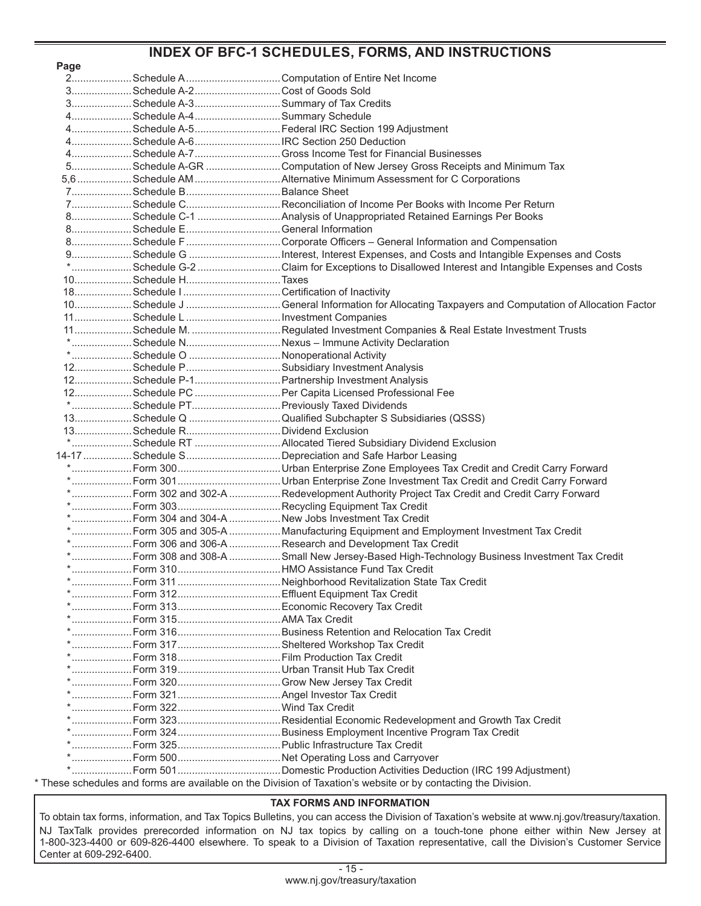# INDEX OF BFC-1 SCHEDULES, FORMS, AND INSTRUCTIONS

| Page | Schedule/Form | Description |
|---|---|---|
| 2 | Schedule A | Computation of Entire Net Income |
| 3 | Schedule A-2 | Cost of Goods Sold |
| 3 | Schedule A-3 | Summary of Tax Credits |
| 4 | Schedule A-4 | Summary Schedule |
| 4 | Schedule A-5 | Federal IRC Section 199 Adjustment |
| 4 | Schedule A-6 | IRC Section 250 Deduction |
| 4 | Schedule A-7 | Gross Income Test for Financial Businesses |
| 5 | Schedule A-GR | Computation of New Jersey Gross Receipts and Minimum Tax |
| 5,6 | Schedule AM | Alternative Minimum Assessment for C Corporations |
| 7 | Schedule B | Balance Sheet |
| 7 | Schedule C | Reconciliation of Income Per Books with Income Per Return |
| 8 | Schedule C-1 | Analysis of Unappropriated Retained Earnings Per Books |
| 8 | Schedule E | General Information |
| 8 | Schedule F | Corporate Officers – General Information and Compensation |
| 9 | Schedule G | Interest, Interest Expenses, and Costs and Intangible Expenses and Costs |
| * | Schedule G-2 | Claim for Exceptions to Disallowed Interest and Intangible Expenses and Costs |
| 10 | Schedule H | Taxes |
| 18 | Schedule I | Certification of Inactivity |
| 10 | Schedule J | General Information for Allocating Taxpayers and Computation of Allocation Factor |
| 11 | Schedule L | Investment Companies |
| 11 | Schedule M. | Regulated Investment Companies & Real Estate Investment Trusts |
| * | Schedule N | Nexus – Immune Activity Declaration |
| * | Schedule O | Nonoperational Activity |
| 12 | Schedule P | Subsidiary Investment Analysis |
| 12 | Schedule P-1 | Partnership Investment Analysis |
| 12 | Schedule PC | Per Capita Licensed Professional Fee |
| * | Schedule PT | Previously Taxed Dividends |
| 13 | Schedule Q | Qualified Subchapter S Subsidiaries (QSSS) |
| 13 | Schedule R | Dividend Exclusion |
| * | Schedule RT | Allocated Tiered Subsidiary Dividend Exclusion |
| 14-17 | Schedule S | Depreciation and Safe Harbor Leasing |
| * | Form 300 | Urban Enterprise Zone Employees Tax Credit and Credit Carry Forward |
| * | Form 301 | Urban Enterprise Zone Investment Tax Credit and Credit Carry Forward |
| * | Form 302 and 302-A | Redevelopment Authority Project Tax Credit and Credit Carry Forward |
| * | Form 303 | Recycling Equipment Tax Credit |
| * | Form 304 and 304-A | New Jobs Investment Tax Credit |
| * | Form 305 and 305-A | Manufacturing Equipment and Employment Investment Tax Credit |
| * | Form 306 and 306-A | Research and Development Tax Credit |
| * | Form 308 and 308-A | Small New Jersey-Based High-Technology Business Investment Tax Credit |
| * | Form 310 | HMO Assistance Fund Tax Credit |
| * | Form 311 | Neighborhood Revitalization State Tax Credit |
| * | Form 312 | Effluent Equipment Tax Credit |
| * | Form 313 | Economic Recovery Tax Credit |
| * | Form 315 | AMA Tax Credit |
| * | Form 316 | Business Retention and Relocation Tax Credit |
| * | Form 317 | Sheltered Workshop Tax Credit |
| * | Form 318 | Film Production Tax Credit |
| * | Form 319 | Urban Transit Hub Tax Credit |
| * | Form 320 | Grow New Jersey Tax Credit |
| * | Form 321 | Angel Investor Tax Credit |
| * | Form 322 | Wind Tax Credit |
| * | Form 323 | Residential Economic Redevelopment and Growth Tax Credit |
| * | Form 324 | Business Employment Incentive Program Tax Credit |
| * | Form 325 | Public Infrastructure Tax Credit |
| * | Form 500 | Net Operating Loss and Carryover |
| * | Form 501 | Domestic Production Activities Deduction (IRC 199 Adjustment) |

\* These schedules and forms are available on the Division of Taxation's website or by contacting the Division.

**TAX FORMS AND INFORMATION**

To obtain tax forms, information, and Tax Topics Bulletins, you can access the Division of Taxation's website at www.nj.gov/treasury/taxation. NJ TaxTalk provides prerecorded information on NJ tax topics by calling on a touch-tone phone either within New Jersey at 1-800-323-4400 or 609-826-4400 elsewhere. To speak to a Division of Taxation representative, call the Division's Customer Service Center at 609-292-6400.